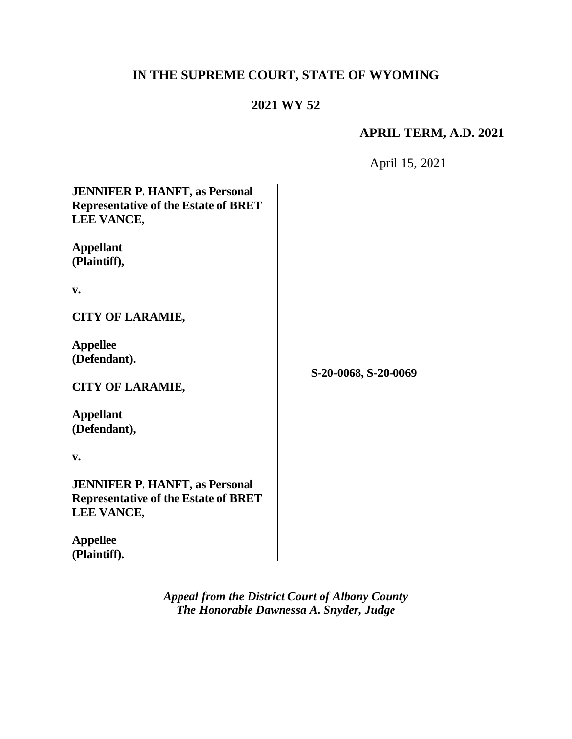# IN THE SUPREME COURT, STATE OF WYOMING

## 2021 WY 52

**APRIL TERM, A.D. 2021**

April 15, 2021

**JENNIFER P. HANFT, as Personal Representative of the Estate of BRET LEE VANCE,**

**Appellant (Plaintiff),**

**v.**

**CITY OF LARAMIE,**

**Appellee (Defendant).**

**CITY OF LARAMIE,**

**Appellant (Defendant),**

**v.**

**JENNIFER P. HANFT, as Personal Representative of the Estate of BRET LEE VANCE,**

**Appellee (Plaintiff).**

**S-20-0068, S-20-0069**

*Appeal from the District Court of Albany County*
*The Honorable Dawnessa A. Snyder, Judge*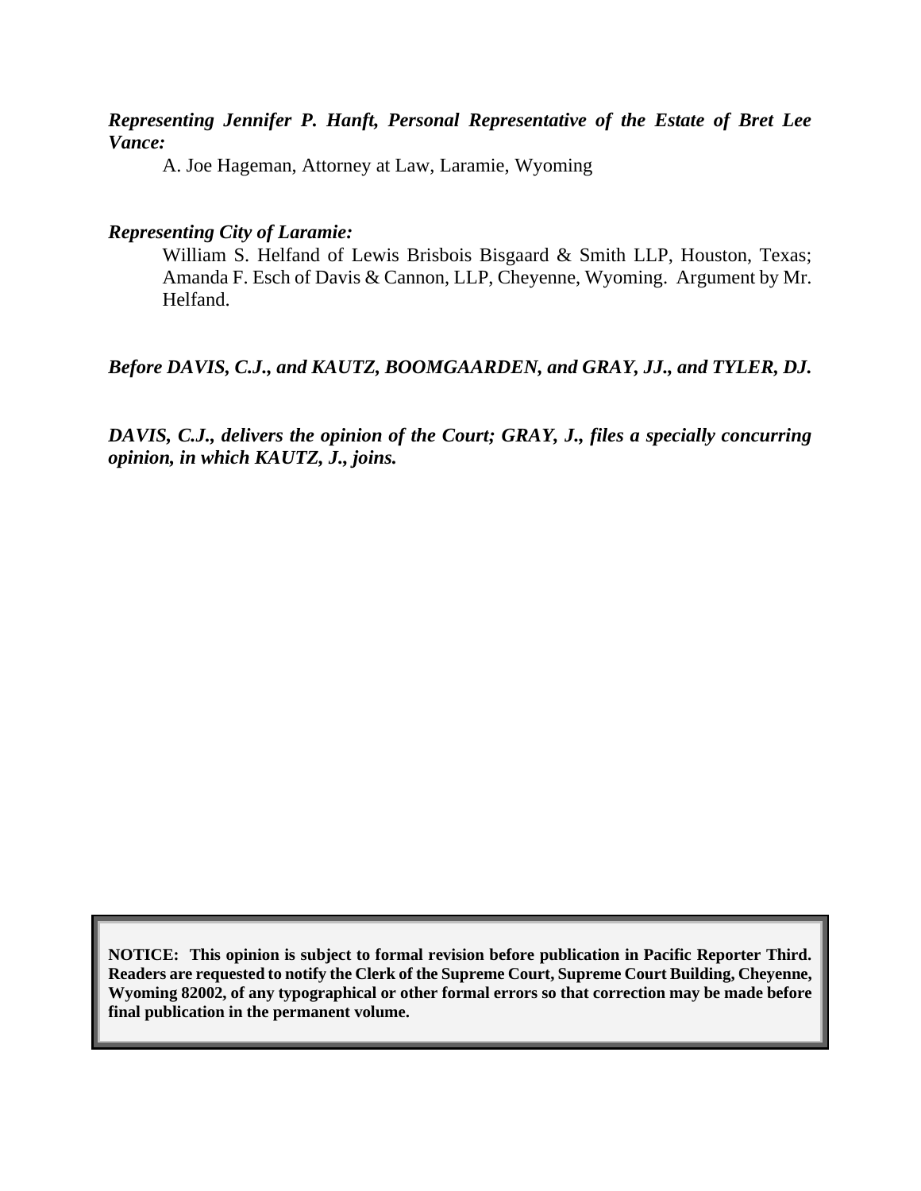***Representing Jennifer P. Hanft, Personal Representative of the Estate of Bret Lee Vance:***

A. Joe Hageman, Attorney at Law, Laramie, Wyoming

***Representing City of Laramie:***

William S. Helfand of Lewis Brisbois Bisgaard & Smith LLP, Houston, Texas; Amanda F. Esch of Davis & Cannon, LLP, Cheyenne, Wyoming. Argument by Mr. Helfand.

***Before DAVIS, C.J., and KAUTZ, BOOMGAARDEN, and GRAY, JJ., and TYLER, DJ.***

***DAVIS, C.J., delivers the opinion of the Court; GRAY, J., files a specially concurring opinion, in which KAUTZ, J., joins.***

**NOTICE: This opinion is subject to formal revision before publication in Pacific Reporter Third. Readers are requested to notify the Clerk of the Supreme Court, Supreme Court Building, Cheyenne, Wyoming 82002, of any typographical or other formal errors so that correction may be made before final publication in the permanent volume.**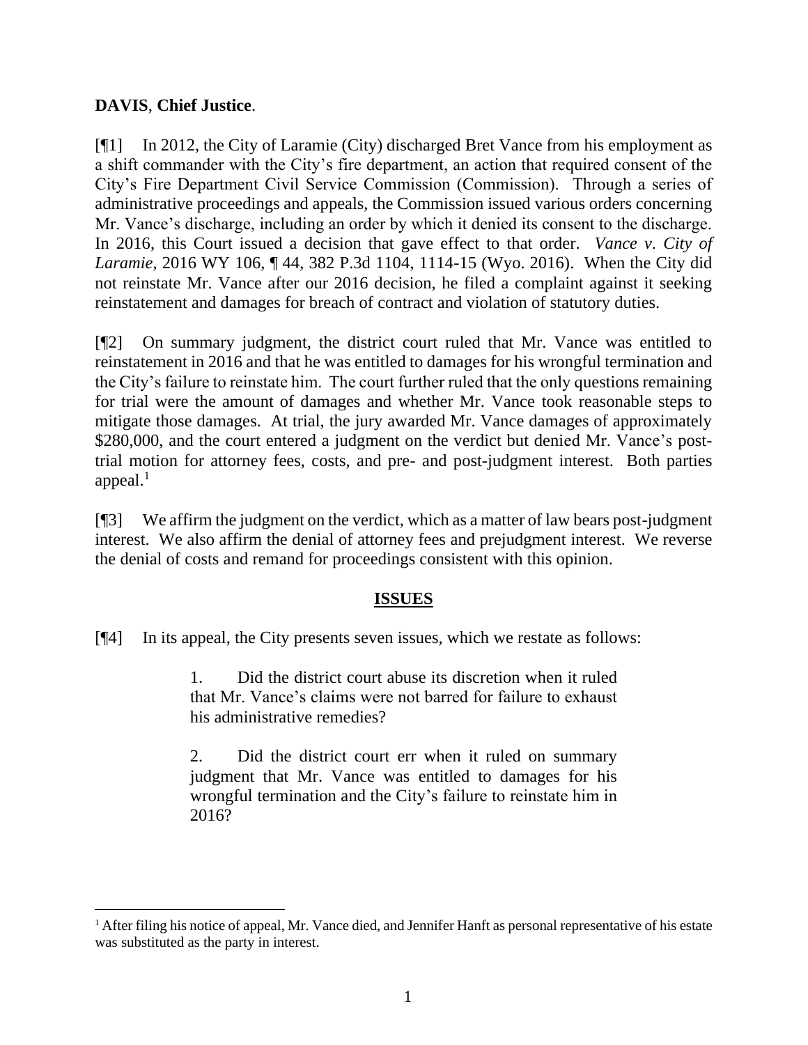**DAVIS**, **Chief Justice**.

[¶1] In 2012, the City of Laramie (City) discharged Bret Vance from his employment as a shift commander with the City's fire department, an action that required consent of the City's Fire Department Civil Service Commission (Commission). Through a series of administrative proceedings and appeals, the Commission issued various orders concerning Mr. Vance's discharge, including an order by which it denied its consent to the discharge. In 2016, this Court issued a decision that gave effect to that order. *Vance v. City of Laramie*, 2016 WY 106, ¶ 44, 382 P.3d 1104, 1114-15 (Wyo. 2016). When the City did not reinstate Mr. Vance after our 2016 decision, he filed a complaint against it seeking reinstatement and damages for breach of contract and violation of statutory duties.

[¶2] On summary judgment, the district court ruled that Mr. Vance was entitled to reinstatement in 2016 and that he was entitled to damages for his wrongful termination and the City's failure to reinstate him. The court further ruled that the only questions remaining for trial were the amount of damages and whether Mr. Vance took reasonable steps to mitigate those damages. At trial, the jury awarded Mr. Vance damages of approximately \$280,000, and the court entered a judgment on the verdict but denied Mr. Vance's post-trial motion for attorney fees, costs, and pre- and post-judgment interest. Both parties appeal.[1]

[¶3] We affirm the judgment on the verdict, which as a matter of law bears post-judgment interest. We also affirm the denial of attorney fees and prejudgment interest. We reverse the denial of costs and remand for proceedings consistent with this opinion.

## ISSUES

[¶4] In its appeal, the City presents seven issues, which we restate as follows:

> 1. Did the district court abuse its discretion when it ruled that Mr. Vance's claims were not barred for failure to exhaust his administrative remedies?
>
> 2. Did the district court err when it ruled on summary judgment that Mr. Vance was entitled to damages for his wrongful termination and the City's failure to reinstate him in 2016?

---

[1] After filing his notice of appeal, Mr. Vance died, and Jennifer Hanft as personal representative of his estate was substituted as the party in interest.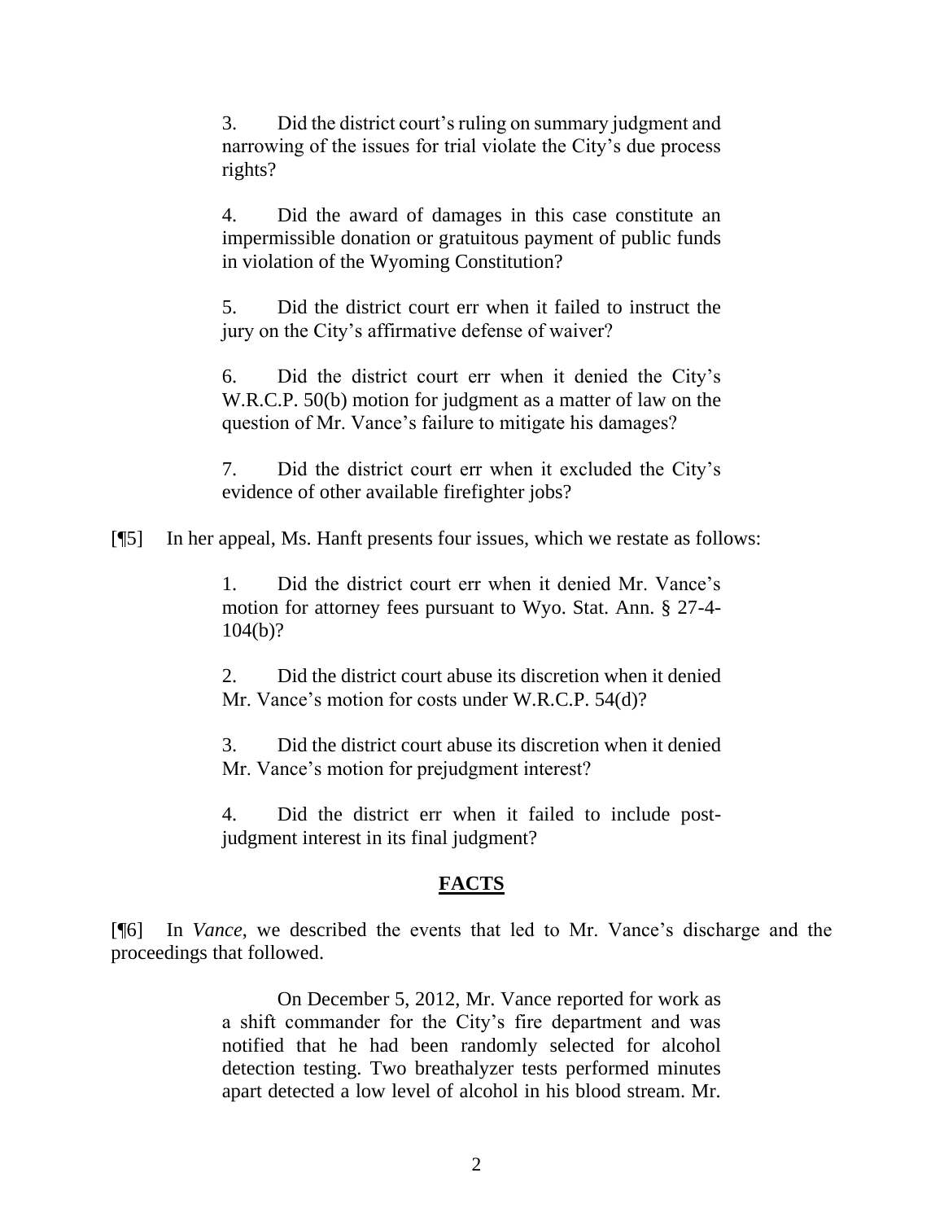> 3. Did the district court's ruling on summary judgment and narrowing of the issues for trial violate the City's due process rights?
>
> 4. Did the award of damages in this case constitute an impermissible donation or gratuitous payment of public funds in violation of the Wyoming Constitution?
>
> 5. Did the district court err when it failed to instruct the jury on the City's affirmative defense of waiver?
>
> 6. Did the district court err when it denied the City's W.R.C.P. 50(b) motion for judgment as a matter of law on the question of Mr. Vance's failure to mitigate his damages?
>
> 7. Did the district court err when it excluded the City's evidence of other available firefighter jobs?

[¶5] In her appeal, Ms. Hanft presents four issues, which we restate as follows:

> 1. Did the district court err when it denied Mr. Vance's motion for attorney fees pursuant to Wyo. Stat. Ann. § 27-4-104(b)?
>
> 2. Did the district court abuse its discretion when it denied Mr. Vance's motion for costs under W.R.C.P. 54(d)?
>
> 3. Did the district court abuse its discretion when it denied Mr. Vance's motion for prejudgment interest?
>
> 4. Did the district err when it failed to include post-judgment interest in its final judgment?

## FACTS

[¶6] In *Vance*, we described the events that led to Mr. Vance's discharge and the proceedings that followed.

> On December 5, 2012, Mr. Vance reported for work as a shift commander for the City's fire department and was notified that he had been randomly selected for alcohol detection testing. Two breathalyzer tests performed minutes apart detected a low level of alcohol in his blood stream. Mr.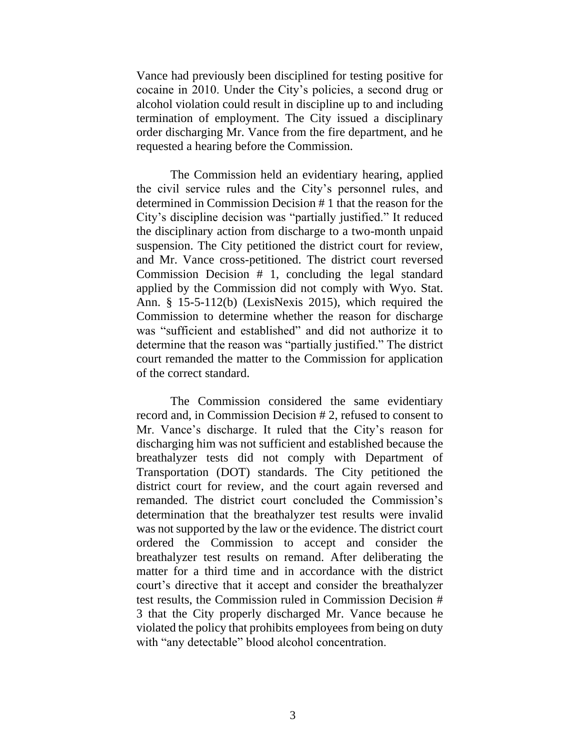Vance had previously been disciplined for testing positive for cocaine in 2010. Under the City's policies, a second drug or alcohol violation could result in discipline up to and including termination of employment. The City issued a disciplinary order discharging Mr. Vance from the fire department, and he requested a hearing before the Commission.

The Commission held an evidentiary hearing, applied the civil service rules and the City's personnel rules, and determined in Commission Decision # 1 that the reason for the City's discipline decision was "partially justified." It reduced the disciplinary action from discharge to a two-month unpaid suspension. The City petitioned the district court for review, and Mr. Vance cross-petitioned. The district court reversed Commission Decision # 1, concluding the legal standard applied by the Commission did not comply with Wyo. Stat. Ann. § 15-5-112(b) (LexisNexis 2015), which required the Commission to determine whether the reason for discharge was "sufficient and established" and did not authorize it to determine that the reason was "partially justified." The district court remanded the matter to the Commission for application of the correct standard.

The Commission considered the same evidentiary record and, in Commission Decision # 2, refused to consent to Mr. Vance's discharge. It ruled that the City's reason for discharging him was not sufficient and established because the breathalyzer tests did not comply with Department of Transportation (DOT) standards. The City petitioned the district court for review, and the court again reversed and remanded. The district court concluded the Commission's determination that the breathalyzer test results were invalid was not supported by the law or the evidence. The district court ordered the Commission to accept and consider the breathalyzer test results on remand. After deliberating the matter for a third time and in accordance with the district court's directive that it accept and consider the breathalyzer test results, the Commission ruled in Commission Decision # 3 that the City properly discharged Mr. Vance because he violated the policy that prohibits employees from being on duty with "any detectable" blood alcohol concentration.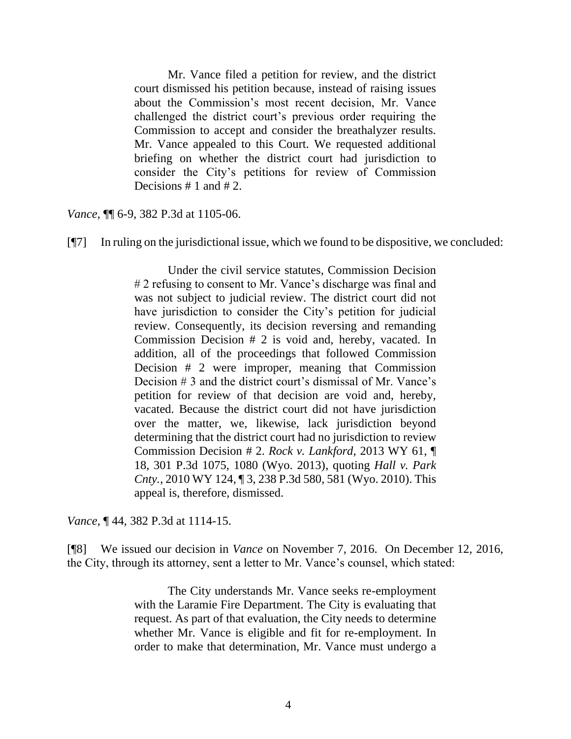> Mr. Vance filed a petition for review, and the district court dismissed his petition because, instead of raising issues about the Commission's most recent decision, Mr. Vance challenged the district court's previous order requiring the Commission to accept and consider the breathalyzer results. Mr. Vance appealed to this Court. We requested additional briefing on whether the district court had jurisdiction to consider the City's petitions for review of Commission Decisions # 1 and # 2.

*Vance*, ¶¶ 6-9, 382 P.3d at 1105-06.

[¶7] In ruling on the jurisdictional issue, which we found to be dispositive, we concluded:

> Under the civil service statutes, Commission Decision # 2 refusing to consent to Mr. Vance's discharge was final and was not subject to judicial review. The district court did not have jurisdiction to consider the City's petition for judicial review. Consequently, its decision reversing and remanding Commission Decision # 2 is void and, hereby, vacated. In addition, all of the proceedings that followed Commission Decision # 2 were improper, meaning that Commission Decision # 3 and the district court's dismissal of Mr. Vance's petition for review of that decision are void and, hereby, vacated. Because the district court did not have jurisdiction over the matter, we, likewise, lack jurisdiction beyond determining that the district court had no jurisdiction to review Commission Decision # 2. *Rock v. Lankford*, 2013 WY 61, ¶ 18, 301 P.3d 1075, 1080 (Wyo. 2013), quoting *Hall v. Park Cnty.*, 2010 WY 124, ¶ 3, 238 P.3d 580, 581 (Wyo. 2010). This appeal is, therefore, dismissed.

*Vance*, ¶ 44, 382 P.3d at 1114-15.

[¶8] We issued our decision in *Vance* on November 7, 2016. On December 12, 2016, the City, through its attorney, sent a letter to Mr. Vance's counsel, which stated:

> The City understands Mr. Vance seeks re-employment with the Laramie Fire Department. The City is evaluating that request. As part of that evaluation, the City needs to determine whether Mr. Vance is eligible and fit for re-employment. In order to make that determination, Mr. Vance must undergo a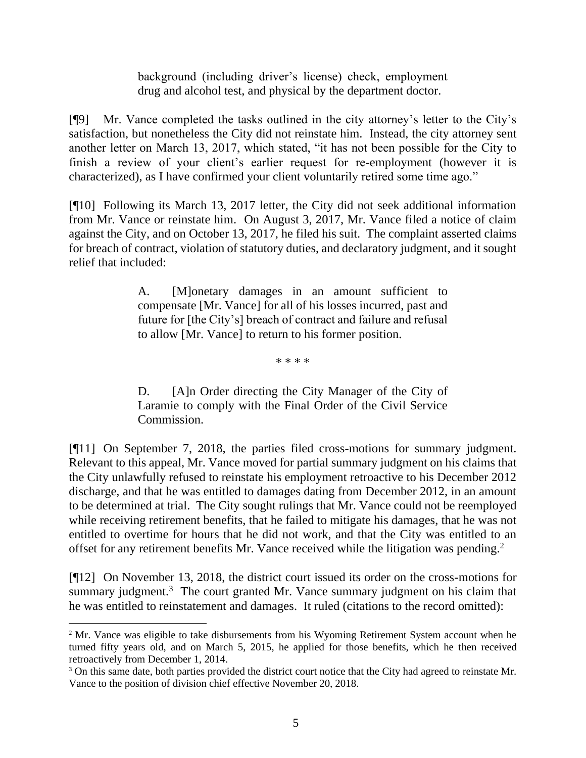> background (including driver's license) check, employment drug and alcohol test, and physical by the department doctor.

[¶9] Mr. Vance completed the tasks outlined in the city attorney's letter to the City's satisfaction, but nonetheless the City did not reinstate him. Instead, the city attorney sent another letter on March 13, 2017, which stated, "it has not been possible for the City to finish a review of your client's earlier request for re-employment (however it is characterized), as I have confirmed your client voluntarily retired some time ago."

[¶10] Following its March 13, 2017 letter, the City did not seek additional information from Mr. Vance or reinstate him. On August 3, 2017, Mr. Vance filed a notice of claim against the City, and on October 13, 2017, he filed his suit. The complaint asserted claims for breach of contract, violation of statutory duties, and declaratory judgment, and it sought relief that included:

> A. [M]onetary damages in an amount sufficient to compensate [Mr. Vance] for all of his losses incurred, past and future for [the City's] breach of contract and failure and refusal to allow [Mr. Vance] to return to his former position.
>
> \* \* \* \*
>
> D. [A]n Order directing the City Manager of the City of Laramie to comply with the Final Order of the Civil Service Commission.

[¶11] On September 7, 2018, the parties filed cross-motions for summary judgment. Relevant to this appeal, Mr. Vance moved for partial summary judgment on his claims that the City unlawfully refused to reinstate his employment retroactive to his December 2012 discharge, and that he was entitled to damages dating from December 2012, in an amount to be determined at trial. The City sought rulings that Mr. Vance could not be reemployed while receiving retirement benefits, that he failed to mitigate his damages, that he was not entitled to overtime for hours that he did not work, and that the City was entitled to an offset for any retirement benefits Mr. Vance received while the litigation was pending.[2]

[¶12] On November 13, 2018, the district court issued its order on the cross-motions for summary judgment.[3] The court granted Mr. Vance summary judgment on his claim that he was entitled to reinstatement and damages. It ruled (citations to the record omitted):

---

[2] Mr. Vance was eligible to take disbursements from his Wyoming Retirement System account when he turned fifty years old, and on March 5, 2015, he applied for those benefits, which he then received retroactively from December 1, 2014.

[3] On this same date, both parties provided the district court notice that the City had agreed to reinstate Mr. Vance to the position of division chief effective November 20, 2018.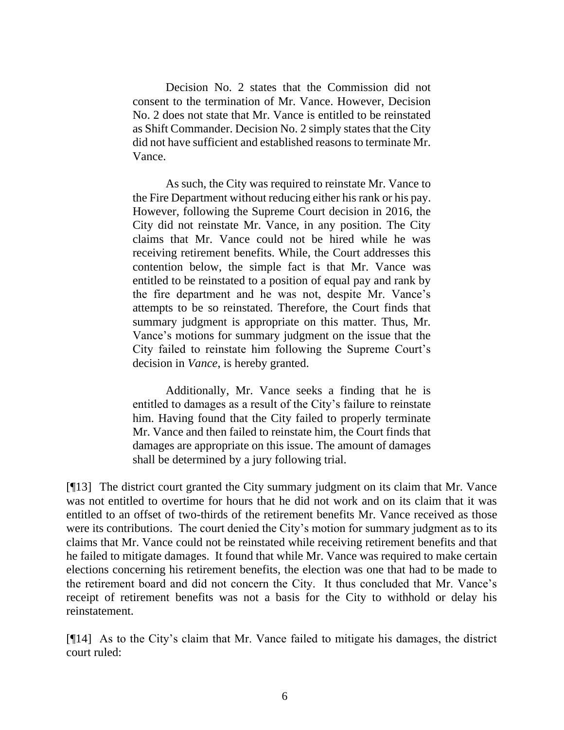> Decision No. 2 states that the Commission did not consent to the termination of Mr. Vance. However, Decision No. 2 does not state that Mr. Vance is entitled to be reinstated as Shift Commander. Decision No. 2 simply states that the City did not have sufficient and established reasons to terminate Mr. Vance.
>
> As such, the City was required to reinstate Mr. Vance to the Fire Department without reducing either his rank or his pay. However, following the Supreme Court decision in 2016, the City did not reinstate Mr. Vance, in any position. The City claims that Mr. Vance could not be hired while he was receiving retirement benefits. While, the Court addresses this contention below, the simple fact is that Mr. Vance was entitled to be reinstated to a position of equal pay and rank by the fire department and he was not, despite Mr. Vance's attempts to be so reinstated. Therefore, the Court finds that summary judgment is appropriate on this matter. Thus, Mr. Vance's motions for summary judgment on the issue that the City failed to reinstate him following the Supreme Court's decision in *Vance*, is hereby granted.
>
> Additionally, Mr. Vance seeks a finding that he is entitled to damages as a result of the City's failure to reinstate him. Having found that the City failed to properly terminate Mr. Vance and then failed to reinstate him, the Court finds that damages are appropriate on this issue. The amount of damages shall be determined by a jury following trial.

[¶13] The district court granted the City summary judgment on its claim that Mr. Vance was not entitled to overtime for hours that he did not work and on its claim that it was entitled to an offset of two-thirds of the retirement benefits Mr. Vance received as those were its contributions. The court denied the City's motion for summary judgment as to its claims that Mr. Vance could not be reinstated while receiving retirement benefits and that he failed to mitigate damages. It found that while Mr. Vance was required to make certain elections concerning his retirement benefits, the election was one that had to be made to the retirement board and did not concern the City. It thus concluded that Mr. Vance's receipt of retirement benefits was not a basis for the City to withhold or delay his reinstatement.

[¶14] As to the City's claim that Mr. Vance failed to mitigate his damages, the district court ruled: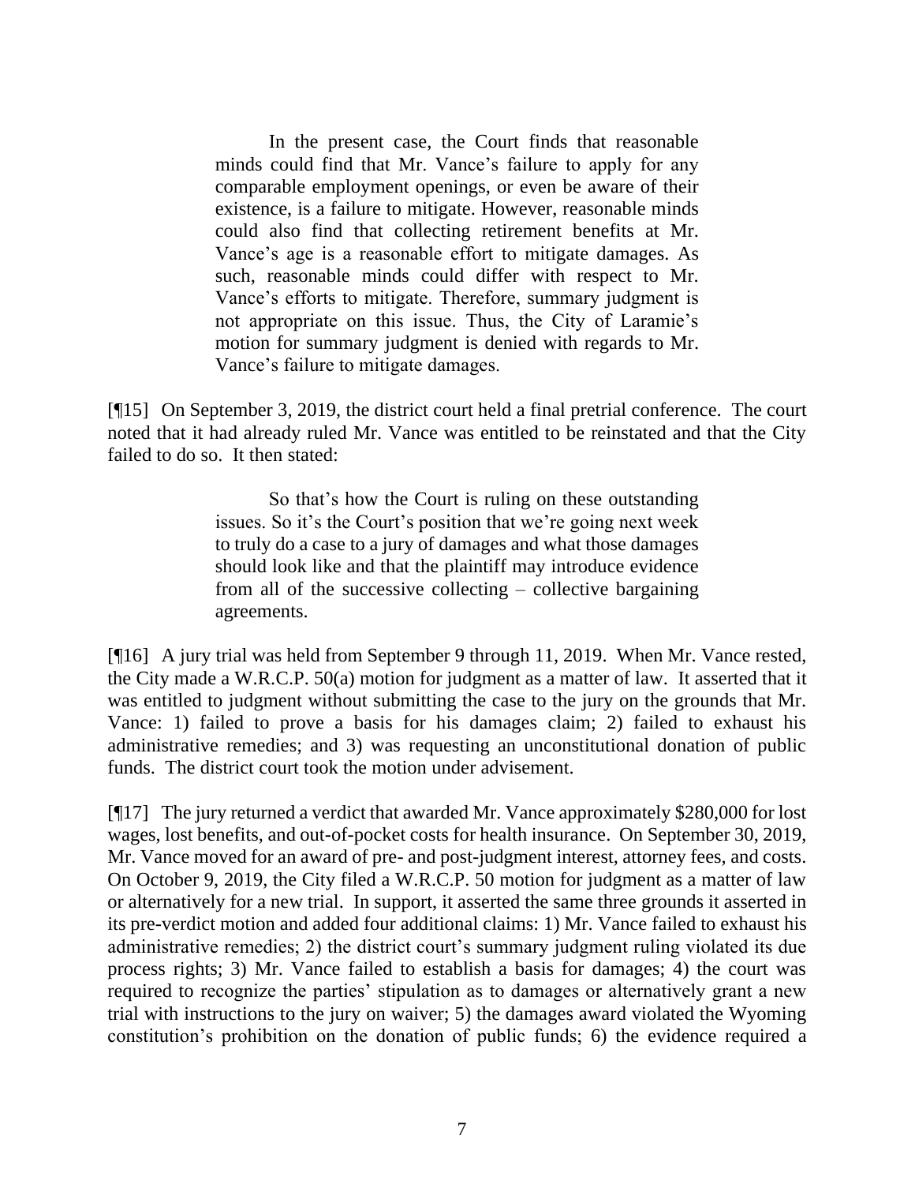> In the present case, the Court finds that reasonable minds could find that Mr. Vance's failure to apply for any comparable employment openings, or even be aware of their existence, is a failure to mitigate. However, reasonable minds could also find that collecting retirement benefits at Mr. Vance's age is a reasonable effort to mitigate damages. As such, reasonable minds could differ with respect to Mr. Vance's efforts to mitigate. Therefore, summary judgment is not appropriate on this issue. Thus, the City of Laramie's motion for summary judgment is denied with regards to Mr. Vance's failure to mitigate damages.

[¶15] On September 3, 2019, the district court held a final pretrial conference. The court noted that it had already ruled Mr. Vance was entitled to be reinstated and that the City failed to do so. It then stated:

> So that's how the Court is ruling on these outstanding issues. So it's the Court's position that we're going next week to truly do a case to a jury of damages and what those damages should look like and that the plaintiff may introduce evidence from all of the successive collecting – collective bargaining agreements.

[¶16] A jury trial was held from September 9 through 11, 2019. When Mr. Vance rested, the City made a W.R.C.P. 50(a) motion for judgment as a matter of law. It asserted that it was entitled to judgment without submitting the case to the jury on the grounds that Mr. Vance: 1) failed to prove a basis for his damages claim; 2) failed to exhaust his administrative remedies; and 3) was requesting an unconstitutional donation of public funds. The district court took the motion under advisement.

[¶17] The jury returned a verdict that awarded Mr. Vance approximately $280,000 for lost wages, lost benefits, and out-of-pocket costs for health insurance. On September 30, 2019, Mr. Vance moved for an award of pre- and post-judgment interest, attorney fees, and costs. On October 9, 2019, the City filed a W.R.C.P. 50 motion for judgment as a matter of law or alternatively for a new trial. In support, it asserted the same three grounds it asserted in its pre-verdict motion and added four additional claims: 1) Mr. Vance failed to exhaust his administrative remedies; 2) the district court's summary judgment ruling violated its due process rights; 3) Mr. Vance failed to establish a basis for damages; 4) the court was required to recognize the parties' stipulation as to damages or alternatively grant a new trial with instructions to the jury on waiver; 5) the damages award violated the Wyoming constitution's prohibition on the donation of public funds; 6) the evidence required a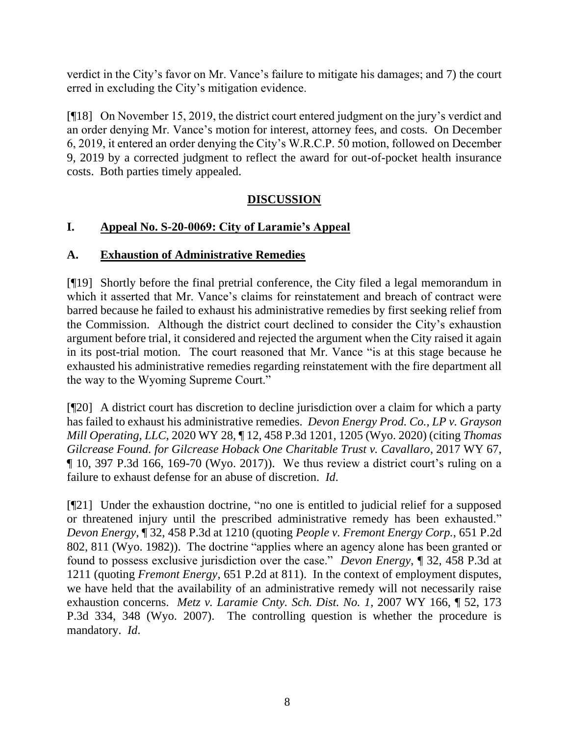verdict in the City's favor on Mr. Vance's failure to mitigate his damages; and 7) the court erred in excluding the City's mitigation evidence.

[¶18] On November 15, 2019, the district court entered judgment on the jury's verdict and an order denying Mr. Vance's motion for interest, attorney fees, and costs. On December 6, 2019, it entered an order denying the City's W.R.C.P. 50 motion, followed on December 9, 2019 by a corrected judgment to reflect the award for out-of-pocket health insurance costs. Both parties timely appealed.

## DISCUSSION

### I. Appeal No. S-20-0069: City of Laramie's Appeal

### A. Exhaustion of Administrative Remedies

[¶19] Shortly before the final pretrial conference, the City filed a legal memorandum in which it asserted that Mr. Vance's claims for reinstatement and breach of contract were barred because he failed to exhaust his administrative remedies by first seeking relief from the Commission. Although the district court declined to consider the City's exhaustion argument before trial, it considered and rejected the argument when the City raised it again in its post-trial motion. The court reasoned that Mr. Vance "is at this stage because he exhausted his administrative remedies regarding reinstatement with the fire department all the way to the Wyoming Supreme Court."

[¶20] A district court has discretion to decline jurisdiction over a claim for which a party has failed to exhaust his administrative remedies. *Devon Energy Prod. Co., LP v. Grayson Mill Operating, LLC*, 2020 WY 28, ¶ 12, 458 P.3d 1201, 1205 (Wyo. 2020) (citing *Thomas Gilcrease Found. for Gilcrease Hoback One Charitable Trust v. Cavallaro*, 2017 WY 67, ¶ 10, 397 P.3d 166, 169-70 (Wyo. 2017)). We thus review a district court's ruling on a failure to exhaust defense for an abuse of discretion. *Id*.

[¶21] Under the exhaustion doctrine, "no one is entitled to judicial relief for a supposed or threatened injury until the prescribed administrative remedy has been exhausted." *Devon Energy*, ¶ 32, 458 P.3d at 1210 (quoting *People v. Fremont Energy Corp.*, 651 P.2d 802, 811 (Wyo. 1982)). The doctrine "applies where an agency alone has been granted or found to possess exclusive jurisdiction over the case." *Devon Energy*, ¶ 32, 458 P.3d at 1211 (quoting *Fremont Energy*, 651 P.2d at 811). In the context of employment disputes, we have held that the availability of an administrative remedy will not necessarily raise exhaustion concerns. *Metz v. Laramie Cnty. Sch. Dist. No. 1*, 2007 WY 166, ¶ 52, 173 P.3d 334, 348 (Wyo. 2007). The controlling question is whether the procedure is mandatory. *Id*.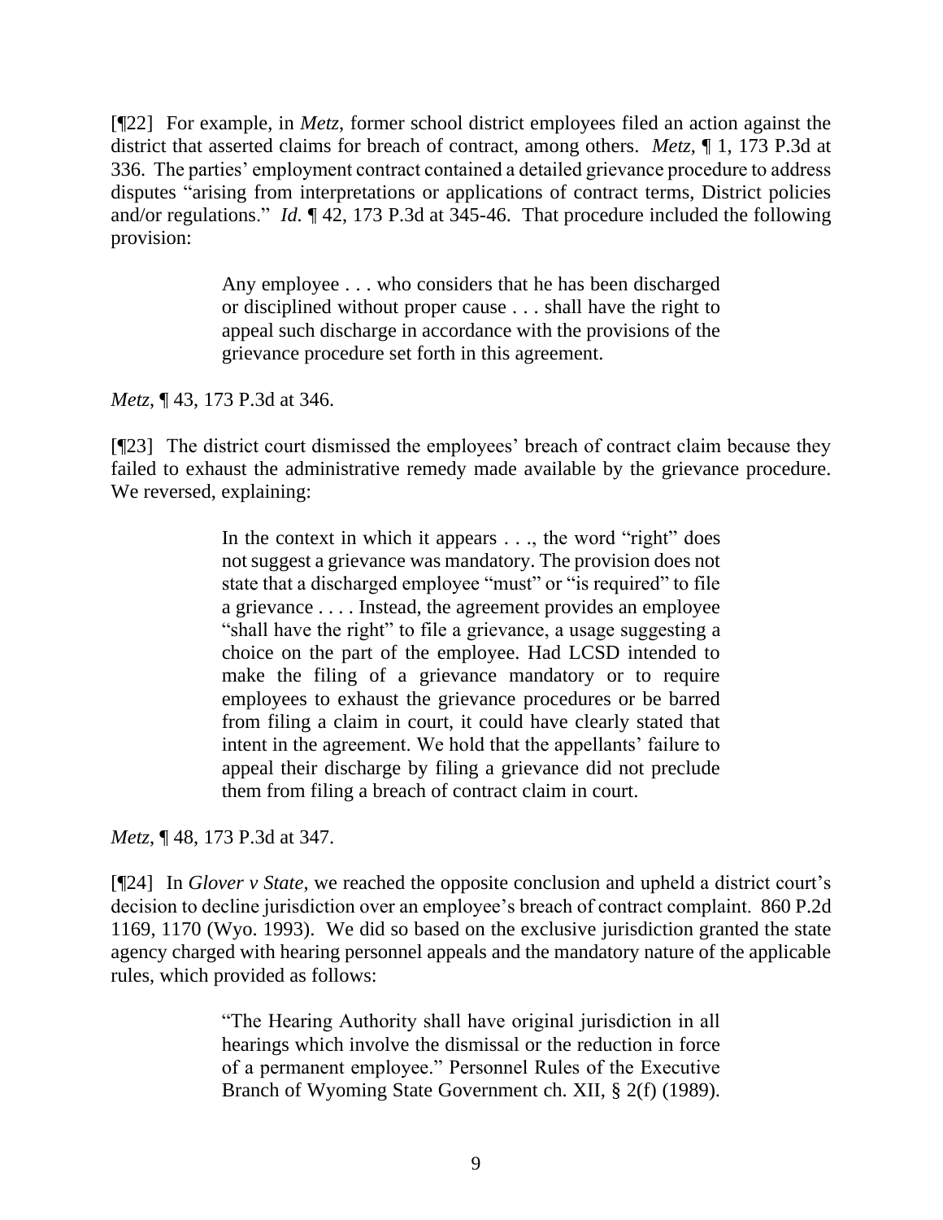[¶22] For example, in *Metz*, former school district employees filed an action against the district that asserted claims for breach of contract, among others. *Metz*, ¶ 1, 173 P.3d at 336. The parties' employment contract contained a detailed grievance procedure to address disputes "arising from interpretations or applications of contract terms, District policies and/or regulations." *Id.* ¶ 42, 173 P.3d at 345-46. That procedure included the following provision:

> Any employee . . . who considers that he has been discharged or disciplined without proper cause . . . shall have the right to appeal such discharge in accordance with the provisions of the grievance procedure set forth in this agreement.

*Metz*, ¶ 43, 173 P.3d at 346.

[¶23] The district court dismissed the employees' breach of contract claim because they failed to exhaust the administrative remedy made available by the grievance procedure. We reversed, explaining:

> In the context in which it appears . . ., the word "right" does not suggest a grievance was mandatory. The provision does not state that a discharged employee "must" or "is required" to file a grievance . . . . Instead, the agreement provides an employee "shall have the right" to file a grievance, a usage suggesting a choice on the part of the employee. Had LCSD intended to make the filing of a grievance mandatory or to require employees to exhaust the grievance procedures or be barred from filing a claim in court, it could have clearly stated that intent in the agreement. We hold that the appellants' failure to appeal their discharge by filing a grievance did not preclude them from filing a breach of contract claim in court.

*Metz*, ¶ 48, 173 P.3d at 347.

[¶24] In *Glover v State*, we reached the opposite conclusion and upheld a district court's decision to decline jurisdiction over an employee's breach of contract complaint. 860 P.2d 1169, 1170 (Wyo. 1993). We did so based on the exclusive jurisdiction granted the state agency charged with hearing personnel appeals and the mandatory nature of the applicable rules, which provided as follows:

> "The Hearing Authority shall have original jurisdiction in all hearings which involve the dismissal or the reduction in force of a permanent employee." Personnel Rules of the Executive Branch of Wyoming State Government ch. XII, § 2(f) (1989).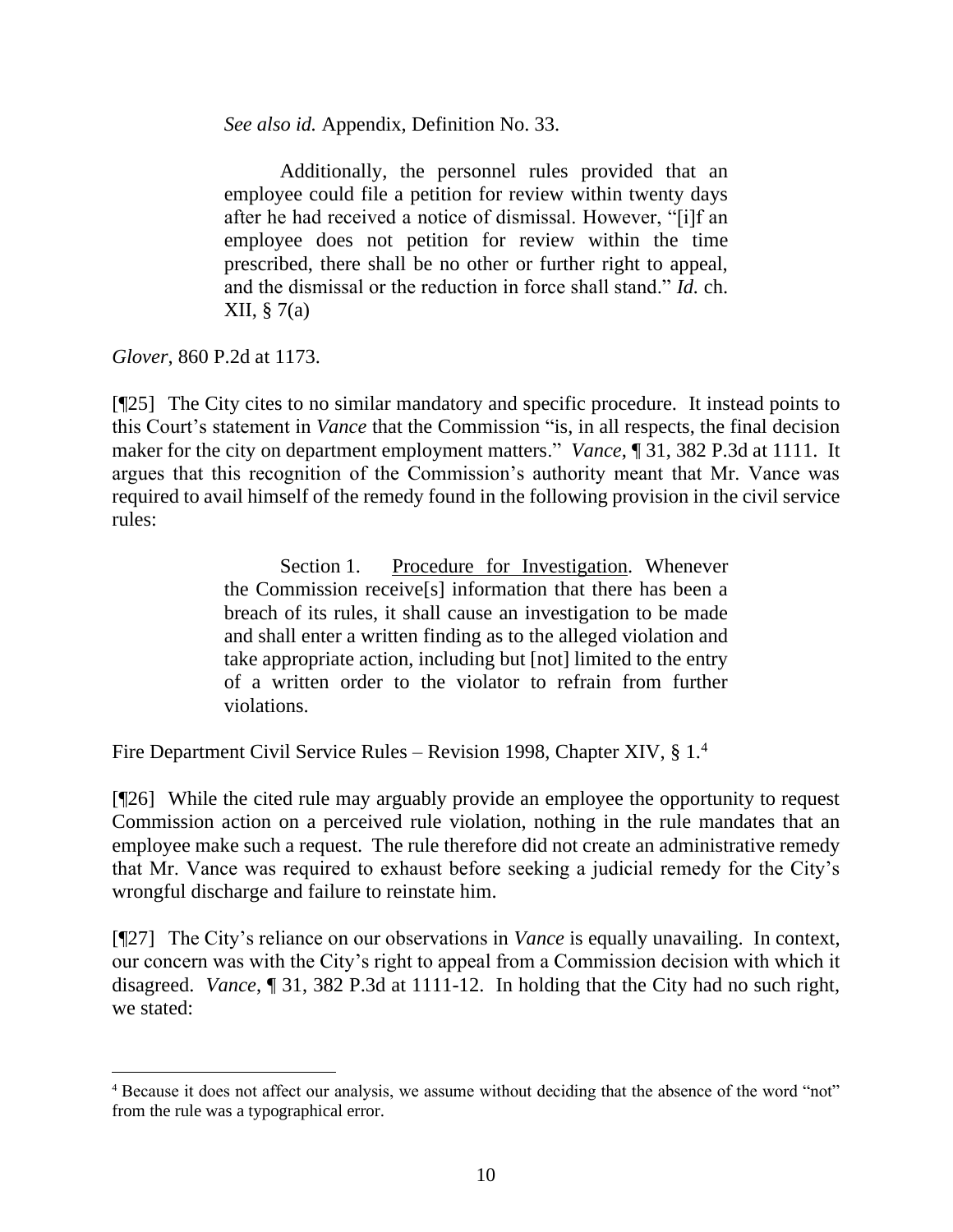> *See also id.* Appendix, Definition No. 33.
>
> Additionally, the personnel rules provided that an employee could file a petition for review within twenty days after he had received a notice of dismissal. However, "[i]f an employee does not petition for review within the time prescribed, there shall be no other or further right to appeal, and the dismissal or the reduction in force shall stand." *Id.* ch. XII, § 7(a)

*Glover*, 860 P.2d at 1173.

[¶25] The City cites to no similar mandatory and specific procedure. It instead points to this Court's statement in *Vance* that the Commission "is, in all respects, the final decision maker for the city on department employment matters." *Vance*, ¶ 31, 382 P.3d at 1111. It argues that this recognition of the Commission's authority meant that Mr. Vance was required to avail himself of the remedy found in the following provision in the civil service rules:

> Section 1. <u>Procedure for Investigation</u>. Whenever the Commission receive[s] information that there has been a breach of its rules, it shall cause an investigation to be made and shall enter a written finding as to the alleged violation and take appropriate action, including but [not] limited to the entry of a written order to the violator to refrain from further violations.

Fire Department Civil Service Rules – Revision 1998, Chapter XIV, § 1.[4]

[¶26] While the cited rule may arguably provide an employee the opportunity to request Commission action on a perceived rule violation, nothing in the rule mandates that an employee make such a request. The rule therefore did not create an administrative remedy that Mr. Vance was required to exhaust before seeking a judicial remedy for the City's wrongful discharge and failure to reinstate him.

[¶27] The City's reliance on our observations in *Vance* is equally unavailing. In context, our concern was with the City's right to appeal from a Commission decision with which it disagreed. *Vance*, ¶ 31, 382 P.3d at 1111-12. In holding that the City had no such right, we stated:

---

[4] Because it does not affect our analysis, we assume without deciding that the absence of the word "not" from the rule was a typographical error.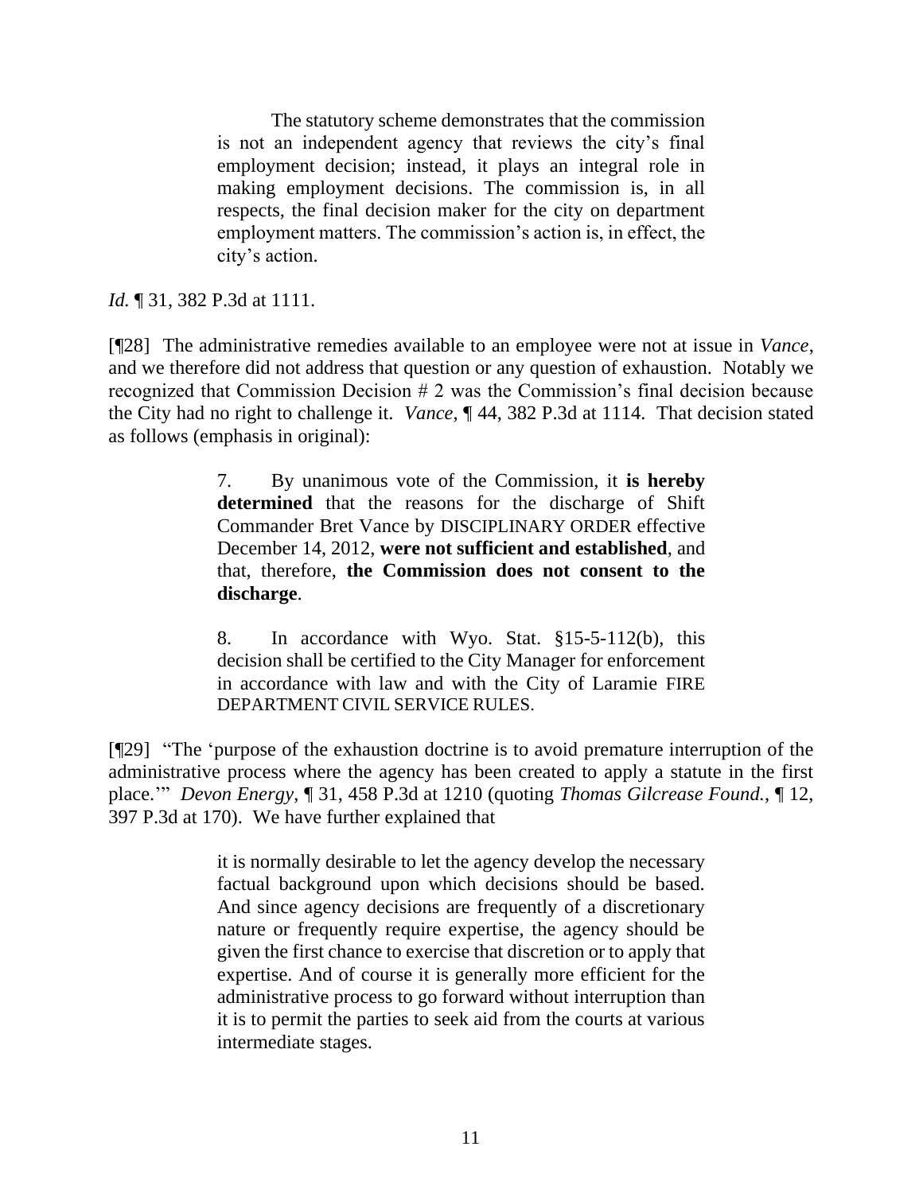> The statutory scheme demonstrates that the commission is not an independent agency that reviews the city's final employment decision; instead, it plays an integral role in making employment decisions. The commission is, in all respects, the final decision maker for the city on department employment matters. The commission's action is, in effect, the city's action.

*Id.* ¶ 31, 382 P.3d at 1111.

[¶28] The administrative remedies available to an employee were not at issue in *Vance*, and we therefore did not address that question or any question of exhaustion. Notably we recognized that Commission Decision # 2 was the Commission's final decision because the City had no right to challenge it. *Vance*, ¶ 44, 382 P.3d at 1114. That decision stated as follows (emphasis in original):

> 7. By unanimous vote of the Commission, it **is hereby determined** that the reasons for the discharge of Shift Commander Bret Vance by DISCIPLINARY ORDER effective December 14, 2012, **were not sufficient and established**, and that, therefore, **the Commission does not consent to the discharge**.
>
> 8. In accordance with Wyo. Stat. §15-5-112(b), this decision shall be certified to the City Manager for enforcement in accordance with law and with the City of Laramie FIRE DEPARTMENT CIVIL SERVICE RULES.

[¶29] "The 'purpose of the exhaustion doctrine is to avoid premature interruption of the administrative process where the agency has been created to apply a statute in the first place.'" *Devon Energy*, ¶ 31, 458 P.3d at 1210 (quoting *Thomas Gilcrease Found.*, ¶ 12, 397 P.3d at 170). We have further explained that

> it is normally desirable to let the agency develop the necessary factual background upon which decisions should be based. And since agency decisions are frequently of a discretionary nature or frequently require expertise, the agency should be given the first chance to exercise that discretion or to apply that expertise. And of course it is generally more efficient for the administrative process to go forward without interruption than it is to permit the parties to seek aid from the courts at various intermediate stages.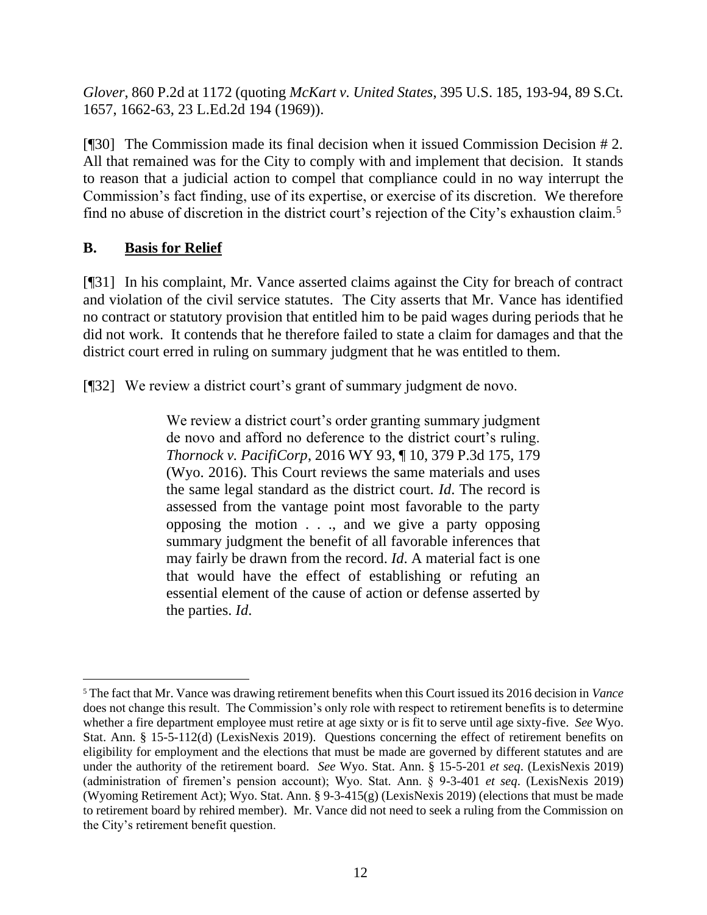*Glover*, 860 P.2d at 1172 (quoting *McKart v. United States*, 395 U.S. 185, 193-94, 89 S.Ct. 1657, 1662-63, 23 L.Ed.2d 194 (1969)).

[¶30] The Commission made its final decision when it issued Commission Decision # 2. All that remained was for the City to comply with and implement that decision. It stands to reason that a judicial action to compel that compliance could in no way interrupt the Commission's fact finding, use of its expertise, or exercise of its discretion. We therefore find no abuse of discretion in the district court's rejection of the City's exhaustion claim.[5]

## B. Basis for Relief

[¶31] In his complaint, Mr. Vance asserted claims against the City for breach of contract and violation of the civil service statutes. The City asserts that Mr. Vance has identified no contract or statutory provision that entitled him to be paid wages during periods that he did not work. It contends that he therefore failed to state a claim for damages and that the district court erred in ruling on summary judgment that he was entitled to them.

[¶32] We review a district court's grant of summary judgment de novo.

> We review a district court's order granting summary judgment de novo and afford no deference to the district court's ruling. *Thornock v. PacifiCorp*, 2016 WY 93, ¶ 10, 379 P.3d 175, 179 (Wyo. 2016). This Court reviews the same materials and uses the same legal standard as the district court. *Id*. The record is assessed from the vantage point most favorable to the party opposing the motion . . ., and we give a party opposing summary judgment the benefit of all favorable inferences that may fairly be drawn from the record. *Id*. A material fact is one that would have the effect of establishing or refuting an essential element of the cause of action or defense asserted by the parties. *Id*.

---

[5] The fact that Mr. Vance was drawing retirement benefits when this Court issued its 2016 decision in *Vance* does not change this result. The Commission's only role with respect to retirement benefits is to determine whether a fire department employee must retire at age sixty or is fit to serve until age sixty-five. *See* Wyo. Stat. Ann. § 15-5-112(d) (LexisNexis 2019). Questions concerning the effect of retirement benefits on eligibility for employment and the elections that must be made are governed by different statutes and are under the authority of the retirement board. *See* Wyo. Stat. Ann. § 15-5-201 *et seq*. (LexisNexis 2019) (administration of firemen's pension account); Wyo. Stat. Ann. § 9-3-401 *et seq*. (LexisNexis 2019) (Wyoming Retirement Act); Wyo. Stat. Ann. § 9-3-415(g) (LexisNexis 2019) (elections that must be made to retirement board by rehired member). Mr. Vance did not need to seek a ruling from the Commission on the City's retirement benefit question.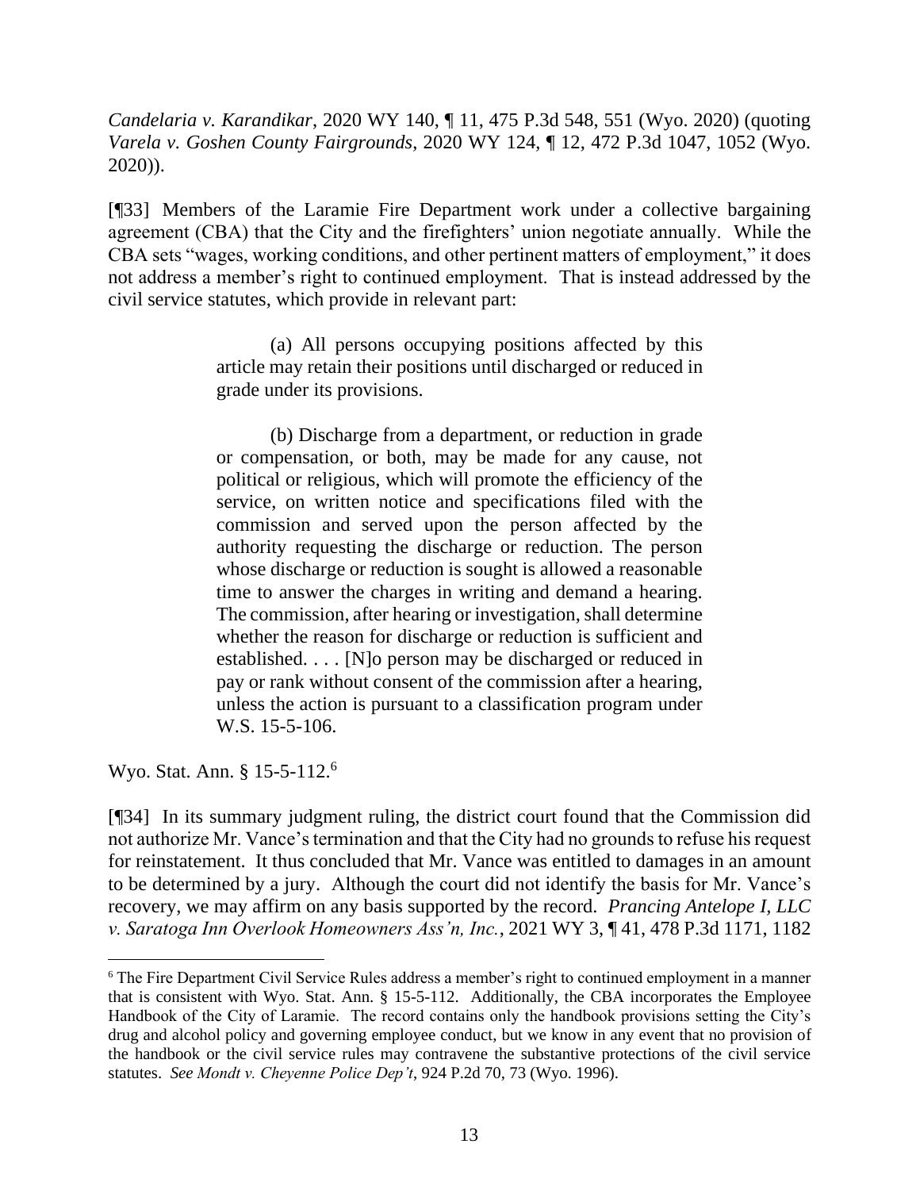*Candelaria v. Karandikar*, 2020 WY 140, ¶ 11, 475 P.3d 548, 551 (Wyo. 2020) (quoting *Varela v. Goshen County Fairgrounds*, 2020 WY 124, ¶ 12, 472 P.3d 1047, 1052 (Wyo. 2020)).

[¶33] Members of the Laramie Fire Department work under a collective bargaining agreement (CBA) that the City and the firefighters' union negotiate annually. While the CBA sets "wages, working conditions, and other pertinent matters of employment," it does not address a member's right to continued employment. That is instead addressed by the civil service statutes, which provide in relevant part:

> (a) All persons occupying positions affected by this article may retain their positions until discharged or reduced in grade under its provisions.
>
> (b) Discharge from a department, or reduction in grade or compensation, or both, may be made for any cause, not political or religious, which will promote the efficiency of the service, on written notice and specifications filed with the commission and served upon the person affected by the authority requesting the discharge or reduction. The person whose discharge or reduction is sought is allowed a reasonable time to answer the charges in writing and demand a hearing. The commission, after hearing or investigation, shall determine whether the reason for discharge or reduction is sufficient and established. . . . [N]o person may be discharged or reduced in pay or rank without consent of the commission after a hearing, unless the action is pursuant to a classification program under W.S. 15-5-106.

Wyo. Stat. Ann. § 15-5-112.[6]

[¶34] In its summary judgment ruling, the district court found that the Commission did not authorize Mr. Vance's termination and that the City had no grounds to refuse his request for reinstatement. It thus concluded that Mr. Vance was entitled to damages in an amount to be determined by a jury. Although the court did not identify the basis for Mr. Vance's recovery, we may affirm on any basis supported by the record. *Prancing Antelope I, LLC v. Saratoga Inn Overlook Homeowners Ass'n, Inc.*, 2021 WY 3, ¶ 41, 478 P.3d 1171, 1182

---

[6] The Fire Department Civil Service Rules address a member's right to continued employment in a manner that is consistent with Wyo. Stat. Ann. § 15-5-112. Additionally, the CBA incorporates the Employee Handbook of the City of Laramie. The record contains only the handbook provisions setting the City's drug and alcohol policy and governing employee conduct, but we know in any event that no provision of the handbook or the civil service rules may contravene the substantive protections of the civil service statutes. *See Mondt v. Cheyenne Police Dep't*, 924 P.2d 70, 73 (Wyo. 1996).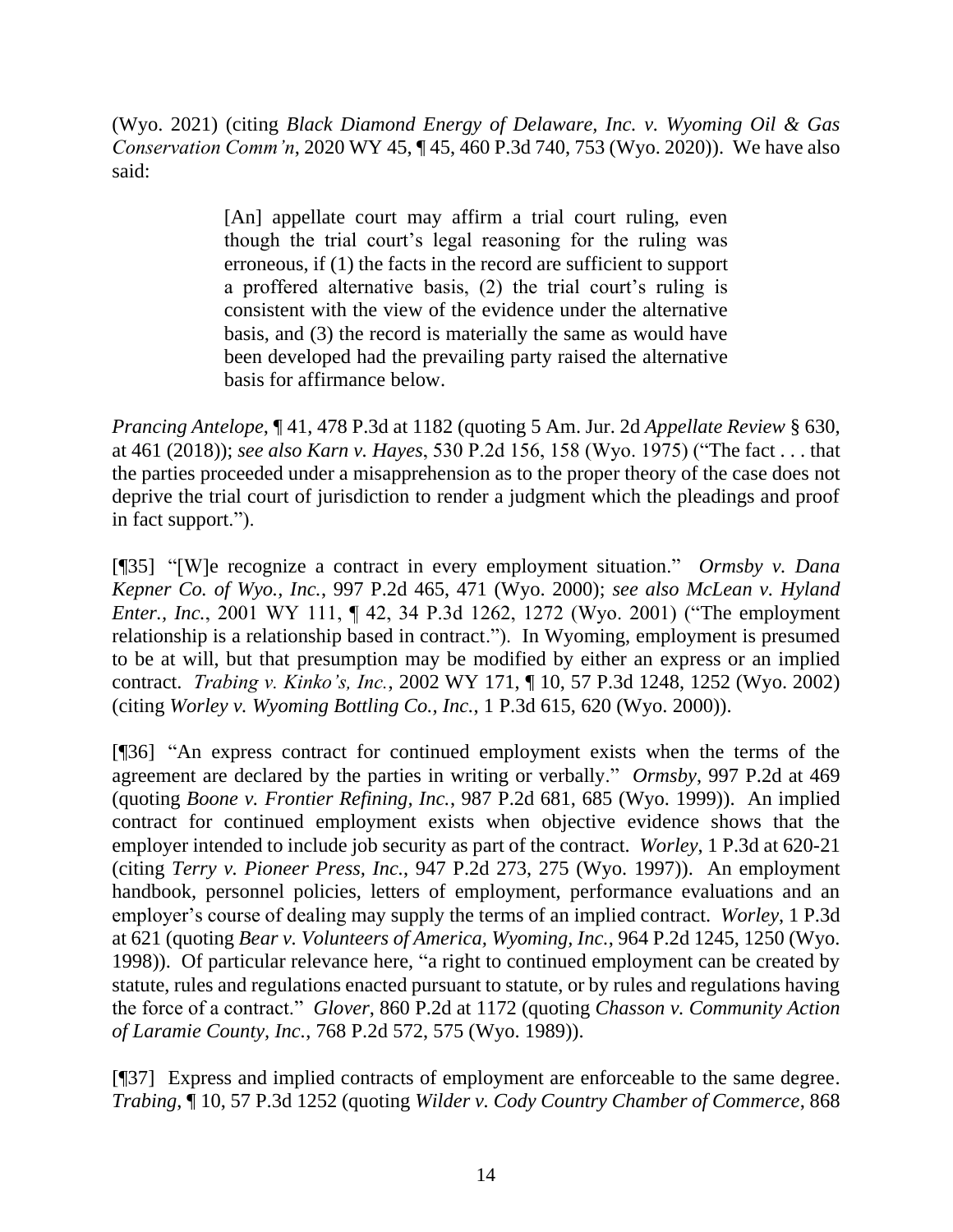(Wyo. 2021) (citing *Black Diamond Energy of Delaware, Inc. v. Wyoming Oil & Gas Conservation Comm'n*, 2020 WY 45, ¶ 45, 460 P.3d 740, 753 (Wyo. 2020)). We have also said:

> [An] appellate court may affirm a trial court ruling, even though the trial court's legal reasoning for the ruling was erroneous, if (1) the facts in the record are sufficient to support a proffered alternative basis, (2) the trial court's ruling is consistent with the view of the evidence under the alternative basis, and (3) the record is materially the same as would have been developed had the prevailing party raised the alternative basis for affirmance below.

*Prancing Antelope*, ¶ 41, 478 P.3d at 1182 (quoting 5 Am. Jur. 2d *Appellate Review* § 630, at 461 (2018)); *see also Karn v. Hayes*, 530 P.2d 156, 158 (Wyo. 1975) ("The fact . . . that the parties proceeded under a misapprehension as to the proper theory of the case does not deprive the trial court of jurisdiction to render a judgment which the pleadings and proof in fact support.").

[¶35] "[W]e recognize a contract in every employment situation." *Ormsby v. Dana Kepner Co. of Wyo., Inc.*, 997 P.2d 465, 471 (Wyo. 2000); *see also McLean v. Hyland Enter., Inc.*, 2001 WY 111, ¶ 42, 34 P.3d 1262, 1272 (Wyo. 2001) ("The employment relationship is a relationship based in contract."). In Wyoming, employment is presumed to be at will, but that presumption may be modified by either an express or an implied contract. *Trabing v. Kinko's, Inc.*, 2002 WY 171, ¶ 10, 57 P.3d 1248, 1252 (Wyo. 2002) (citing *Worley v. Wyoming Bottling Co., Inc.*, 1 P.3d 615, 620 (Wyo. 2000)).

[¶36] "An express contract for continued employment exists when the terms of the agreement are declared by the parties in writing or verbally." *Ormsby*, 997 P.2d at 469 (quoting *Boone v. Frontier Refining, Inc.*, 987 P.2d 681, 685 (Wyo. 1999)). An implied contract for continued employment exists when objective evidence shows that the employer intended to include job security as part of the contract. *Worley*, 1 P.3d at 620-21 (citing *Terry v. Pioneer Press, Inc.*, 947 P.2d 273, 275 (Wyo. 1997)). An employment handbook, personnel policies, letters of employment, performance evaluations and an employer's course of dealing may supply the terms of an implied contract. *Worley*, 1 P.3d at 621 (quoting *Bear v. Volunteers of America, Wyoming, Inc.*, 964 P.2d 1245, 1250 (Wyo. 1998)). Of particular relevance here, "a right to continued employment can be created by statute, rules and regulations enacted pursuant to statute, or by rules and regulations having the force of a contract." *Glover*, 860 P.2d at 1172 (quoting *Chasson v. Community Action of Laramie County, Inc.*, 768 P.2d 572, 575 (Wyo. 1989)).

[¶37] Express and implied contracts of employment are enforceable to the same degree. *Trabing*, ¶ 10, 57 P.3d 1252 (quoting *Wilder v. Cody Country Chamber of Commerce*, 868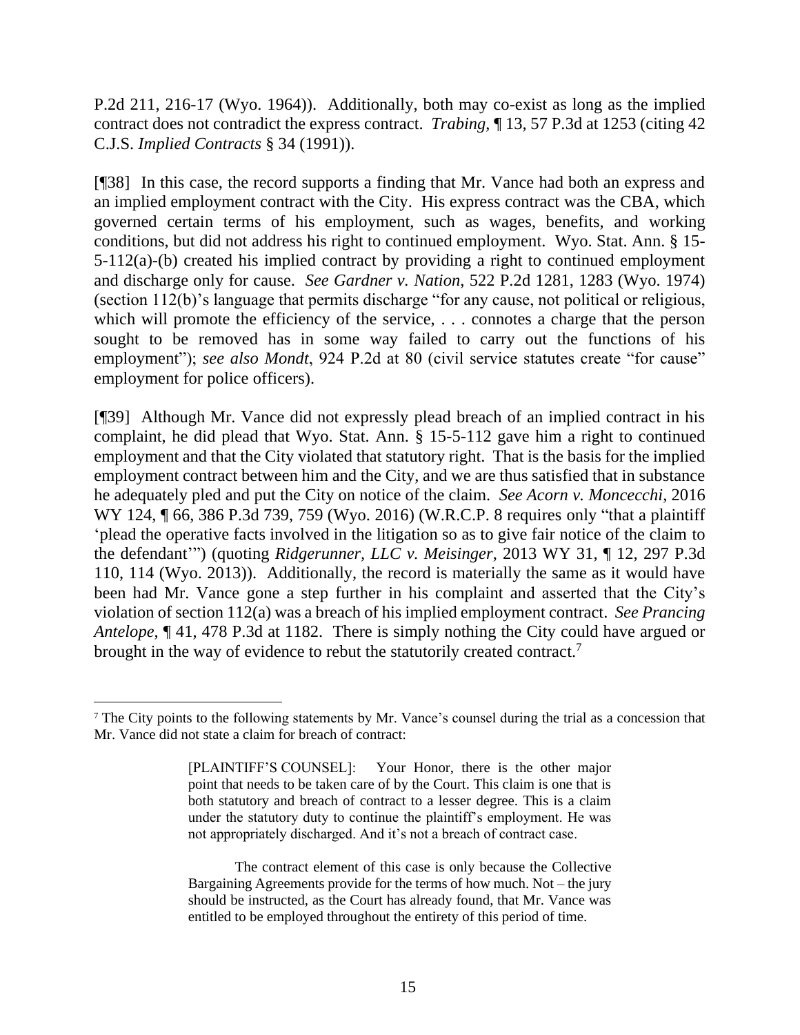P.2d 211, 216-17 (Wyo. 1964)). Additionally, both may co-exist as long as the implied contract does not contradict the express contract. *Trabing*, ¶ 13, 57 P.3d at 1253 (citing 42 C.J.S. *Implied Contracts* § 34 (1991)).

[¶38] In this case, the record supports a finding that Mr. Vance had both an express and an implied employment contract with the City. His express contract was the CBA, which governed certain terms of his employment, such as wages, benefits, and working conditions, but did not address his right to continued employment. Wyo. Stat. Ann. § 15-5-112(a)-(b) created his implied contract by providing a right to continued employment and discharge only for cause. *See Gardner v. Nation*, 522 P.2d 1281, 1283 (Wyo. 1974) (section 112(b)'s language that permits discharge "for any cause, not political or religious, which will promote the efficiency of the service, . . . connotes a charge that the person sought to be removed has in some way failed to carry out the functions of his employment"); *see also Mondt*, 924 P.2d at 80 (civil service statutes create "for cause" employment for police officers).

[¶39] Although Mr. Vance did not expressly plead breach of an implied contract in his complaint, he did plead that Wyo. Stat. Ann. § 15-5-112 gave him a right to continued employment and that the City violated that statutory right. That is the basis for the implied employment contract between him and the City, and we are thus satisfied that in substance he adequately pled and put the City on notice of the claim. *See Acorn v. Moncecchi*, 2016 WY 124, ¶ 66, 386 P.3d 739, 759 (Wyo. 2016) (W.R.C.P. 8 requires only "that a plaintiff 'plead the operative facts involved in the litigation so as to give fair notice of the claim to the defendant'") (quoting *Ridgerunner, LLC v. Meisinger*, 2013 WY 31, ¶ 12, 297 P.3d 110, 114 (Wyo. 2013)). Additionally, the record is materially the same as it would have been had Mr. Vance gone a step further in his complaint and asserted that the City's violation of section 112(a) was a breach of his implied employment contract. *See Prancing Antelope*, ¶ 41, 478 P.3d at 1182. There is simply nothing the City could have argued or brought in the way of evidence to rebut the statutorily created contract.[7]

---

[7] The City points to the following statements by Mr. Vance's counsel during the trial as a concession that Mr. Vance did not state a claim for breach of contract:

> [PLAINTIFF'S COUNSEL]: Your Honor, there is the other major point that needs to be taken care of by the Court. This claim is one that is both statutory and breach of contract to a lesser degree. This is a claim under the statutory duty to continue the plaintiff's employment. He was not appropriately discharged. And it's not a breach of contract case.
>
> The contract element of this case is only because the Collective Bargaining Agreements provide for the terms of how much. Not – the jury should be instructed, as the Court has already found, that Mr. Vance was entitled to be employed throughout the entirety of this period of time.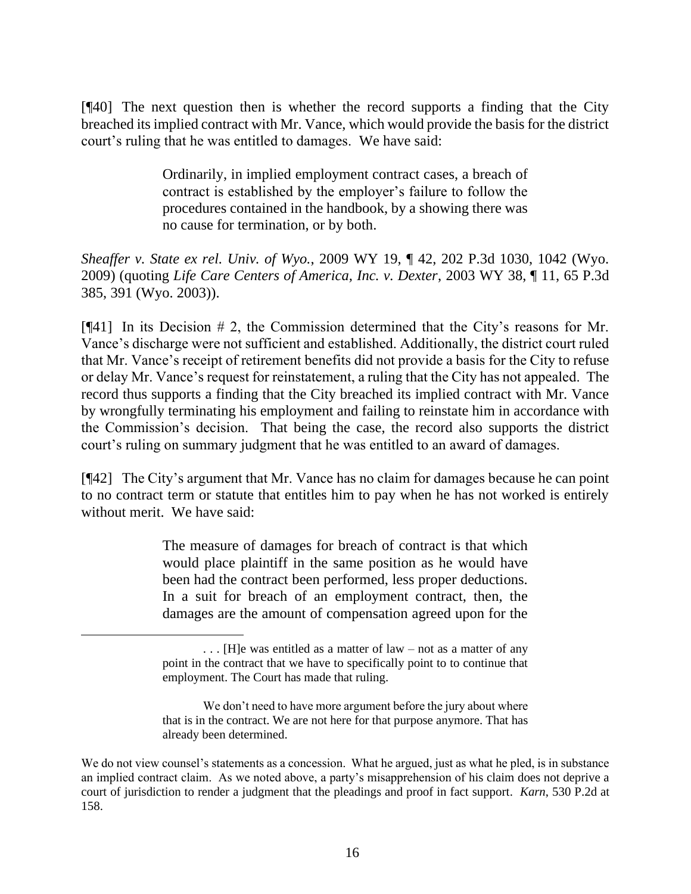[¶40] The next question then is whether the record supports a finding that the City breached its implied contract with Mr. Vance, which would provide the basis for the district court's ruling that he was entitled to damages. We have said:

> Ordinarily, in implied employment contract cases, a breach of contract is established by the employer's failure to follow the procedures contained in the handbook, by a showing there was no cause for termination, or by both.

*Sheaffer v. State ex rel. Univ. of Wyo.*, 2009 WY 19, ¶ 42, 202 P.3d 1030, 1042 (Wyo. 2009) (quoting *Life Care Centers of America, Inc. v. Dexter*, 2003 WY 38, ¶ 11, 65 P.3d 385, 391 (Wyo. 2003)).

[¶41] In its Decision # 2, the Commission determined that the City's reasons for Mr. Vance's discharge were not sufficient and established. Additionally, the district court ruled that Mr. Vance's receipt of retirement benefits did not provide a basis for the City to refuse or delay Mr. Vance's request for reinstatement, a ruling that the City has not appealed. The record thus supports a finding that the City breached its implied contract with Mr. Vance by wrongfully terminating his employment and failing to reinstate him in accordance with the Commission's decision. That being the case, the record also supports the district court's ruling on summary judgment that he was entitled to an award of damages.

[¶42] The City's argument that Mr. Vance has no claim for damages because he can point to no contract term or statute that entitles him to pay when he has not worked is entirely without merit. We have said:

> The measure of damages for breach of contract is that which would place plaintiff in the same position as he would have been had the contract been performed, less proper deductions. In a suit for breach of an employment contract, then, the damages are the amount of compensation agreed upon for the

---

> . . . [H]e was entitled as a matter of law – not as a matter of any point in the contract that we have to specifically point to to continue that employment. The Court has made that ruling.
>
> We don't need to have more argument before the jury about where that is in the contract. We are not here for that purpose anymore. That has already been determined.

We do not view counsel's statements as a concession. What he argued, just as what he pled, is in substance an implied contract claim. As we noted above, a party's misapprehension of his claim does not deprive a court of jurisdiction to render a judgment that the pleadings and proof in fact support. *Karn*, 530 P.2d at 158.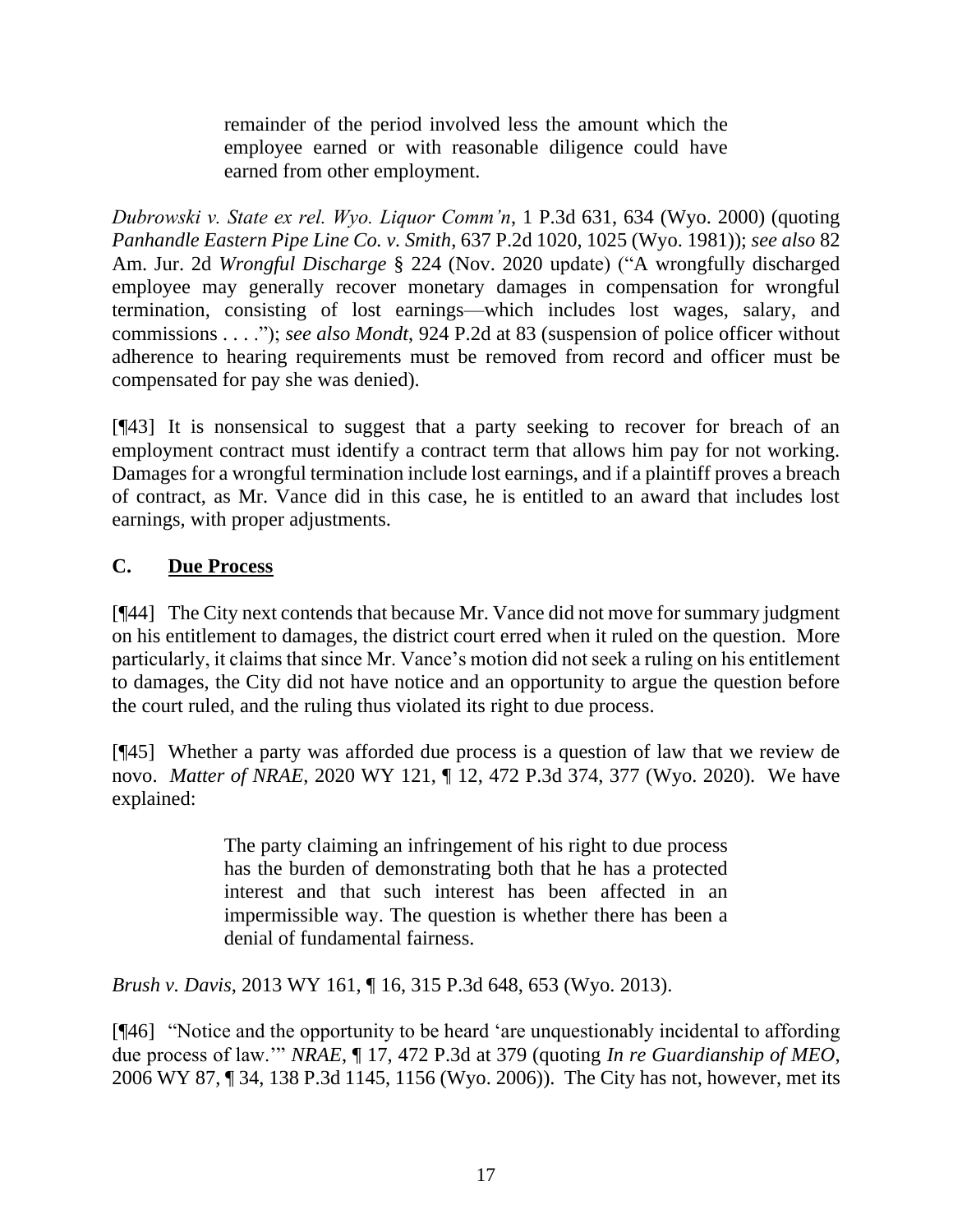> remainder of the period involved less the amount which the employee earned or with reasonable diligence could have earned from other employment.

*Dubrowski v. State ex rel. Wyo. Liquor Comm'n*, 1 P.3d 631, 634 (Wyo. 2000) (quoting *Panhandle Eastern Pipe Line Co. v. Smith*, 637 P.2d 1020, 1025 (Wyo. 1981)); *see also* 82 Am. Jur. 2d *Wrongful Discharge* § 224 (Nov. 2020 update) ("A wrongfully discharged employee may generally recover monetary damages in compensation for wrongful termination, consisting of lost earnings—which includes lost wages, salary, and commissions . . . ."); *see also Mondt*, 924 P.2d at 83 (suspension of police officer without adherence to hearing requirements must be removed from record and officer must be compensated for pay she was denied).

[¶43] It is nonsensical to suggest that a party seeking to recover for breach of an employment contract must identify a contract term that allows him pay for not working. Damages for a wrongful termination include lost earnings, and if a plaintiff proves a breach of contract, as Mr. Vance did in this case, he is entitled to an award that includes lost earnings, with proper adjustments.

### C. Due Process

[¶44] The City next contends that because Mr. Vance did not move for summary judgment on his entitlement to damages, the district court erred when it ruled on the question. More particularly, it claims that since Mr. Vance's motion did not seek a ruling on his entitlement to damages, the City did not have notice and an opportunity to argue the question before the court ruled, and the ruling thus violated its right to due process.

[¶45] Whether a party was afforded due process is a question of law that we review de novo. *Matter of NRAE*, 2020 WY 121, ¶ 12, 472 P.3d 374, 377 (Wyo. 2020). We have explained:

> The party claiming an infringement of his right to due process has the burden of demonstrating both that he has a protected interest and that such interest has been affected in an impermissible way. The question is whether there has been a denial of fundamental fairness.

*Brush v. Davis*, 2013 WY 161, ¶ 16, 315 P.3d 648, 653 (Wyo. 2013).

[¶46] "Notice and the opportunity to be heard 'are unquestionably incidental to affording due process of law.'" *NRAE*, ¶ 17, 472 P.3d at 379 (quoting *In re Guardianship of MEO*, 2006 WY 87, ¶ 34, 138 P.3d 1145, 1156 (Wyo. 2006)). The City has not, however, met its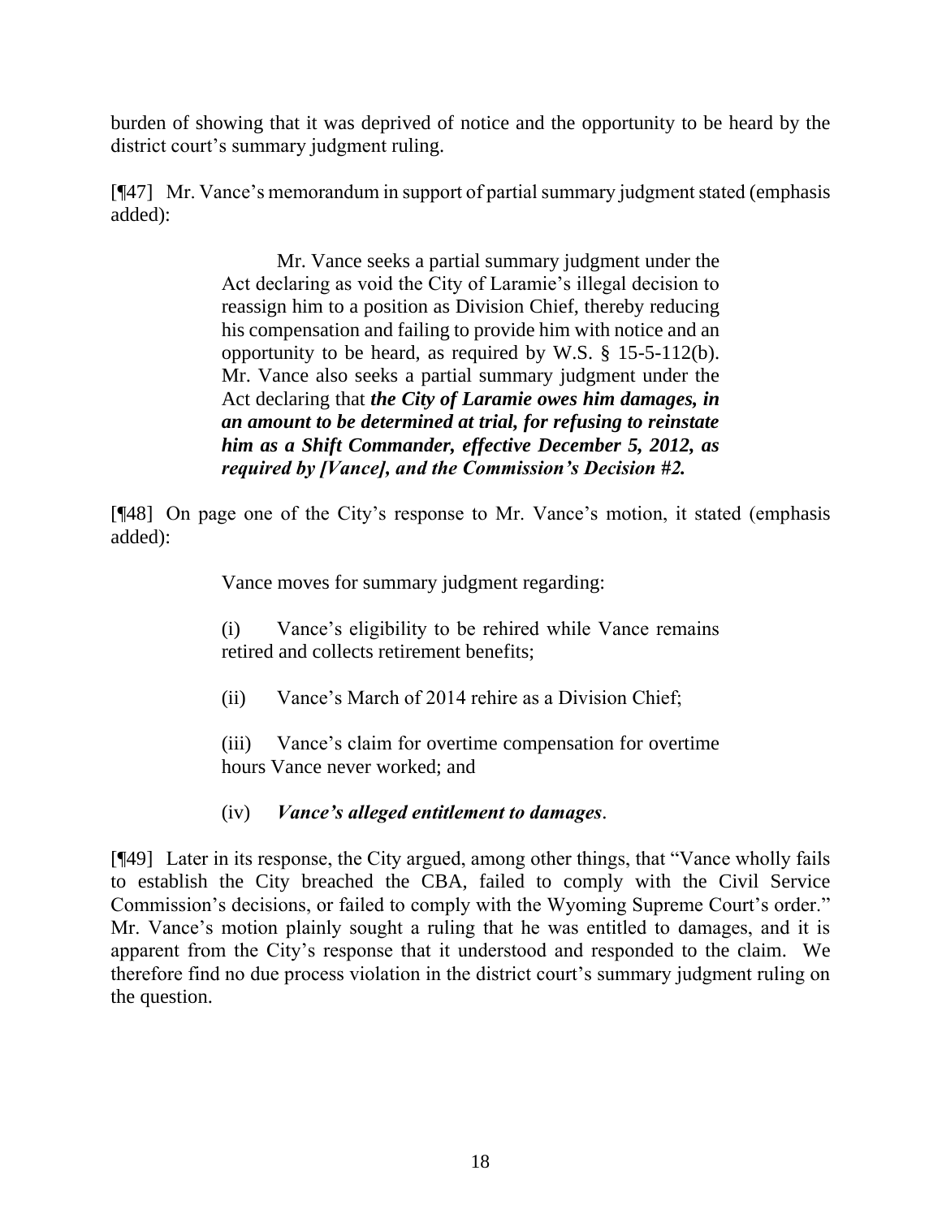burden of showing that it was deprived of notice and the opportunity to be heard by the district court's summary judgment ruling.

[¶47] Mr. Vance's memorandum in support of partial summary judgment stated (emphasis added):

> Mr. Vance seeks a partial summary judgment under the Act declaring as void the City of Laramie's illegal decision to reassign him to a position as Division Chief, thereby reducing his compensation and failing to provide him with notice and an opportunity to be heard, as required by W.S. § 15-5-112(b). Mr. Vance also seeks a partial summary judgment under the Act declaring that ***the City of Laramie owes him damages, in an amount to be determined at trial, for refusing to reinstate him as a Shift Commander, effective December 5, 2012, as required by [Vance], and the Commission's Decision #2.***

[¶48] On page one of the City's response to Mr. Vance's motion, it stated (emphasis added):

> Vance moves for summary judgment regarding:
>
> (i) Vance's eligibility to be rehired while Vance remains retired and collects retirement benefits;
>
> (ii) Vance's March of 2014 rehire as a Division Chief;
>
> (iii) Vance's claim for overtime compensation for overtime hours Vance never worked; and
>
> (iv) ***Vance's alleged entitlement to damages***.

[¶49] Later in its response, the City argued, among other things, that "Vance wholly fails to establish the City breached the CBA, failed to comply with the Civil Service Commission's decisions, or failed to comply with the Wyoming Supreme Court's order." Mr. Vance's motion plainly sought a ruling that he was entitled to damages, and it is apparent from the City's response that it understood and responded to the claim. We therefore find no due process violation in the district court's summary judgment ruling on the question.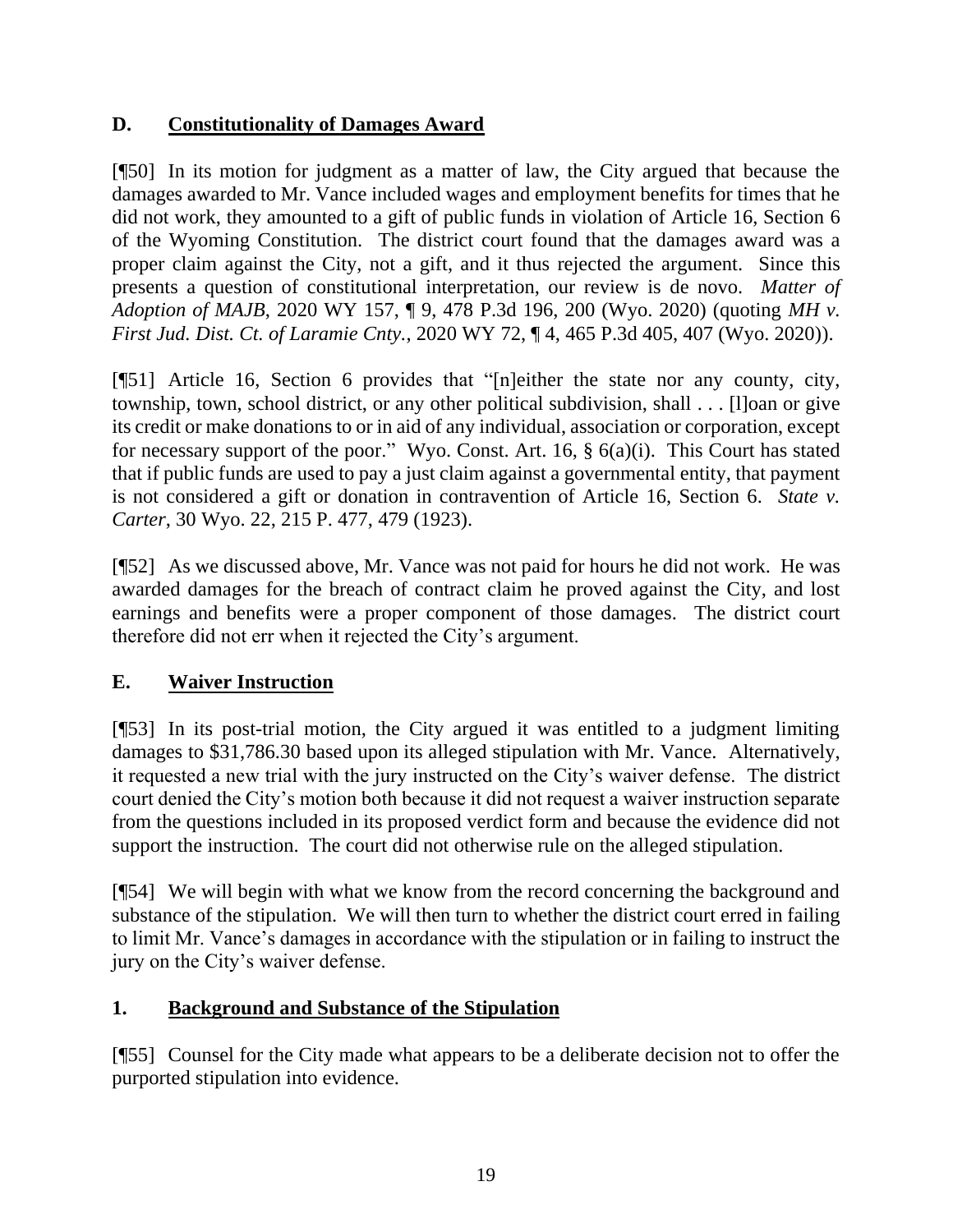## D. Constitutionality of Damages Award

[¶50] In its motion for judgment as a matter of law, the City argued that because the damages awarded to Mr. Vance included wages and employment benefits for times that he did not work, they amounted to a gift of public funds in violation of Article 16, Section 6 of the Wyoming Constitution. The district court found that the damages award was a proper claim against the City, not a gift, and it thus rejected the argument. Since this presents a question of constitutional interpretation, our review is de novo. *Matter of Adoption of MAJB*, 2020 WY 157, ¶ 9, 478 P.3d 196, 200 (Wyo. 2020) (quoting *MH v. First Jud. Dist. Ct. of Laramie Cnty.*, 2020 WY 72, ¶ 4, 465 P.3d 405, 407 (Wyo. 2020)).

[¶51] Article 16, Section 6 provides that "[n]either the state nor any county, city, township, town, school district, or any other political subdivision, shall . . . [l]oan or give its credit or make donations to or in aid of any individual, association or corporation, except for necessary support of the poor." Wyo. Const. Art. 16, § 6(a)(i). This Court has stated that if public funds are used to pay a just claim against a governmental entity, that payment is not considered a gift or donation in contravention of Article 16, Section 6. *State v. Carter*, 30 Wyo. 22, 215 P. 477, 479 (1923).

[¶52] As we discussed above, Mr. Vance was not paid for hours he did not work. He was awarded damages for the breach of contract claim he proved against the City, and lost earnings and benefits were a proper component of those damages. The district court therefore did not err when it rejected the City's argument.

## E. Waiver Instruction

[¶53] In its post-trial motion, the City argued it was entitled to a judgment limiting damages to $31,786.30 based upon its alleged stipulation with Mr. Vance. Alternatively, it requested a new trial with the jury instructed on the City's waiver defense. The district court denied the City's motion both because it did not request a waiver instruction separate from the questions included in its proposed verdict form and because the evidence did not support the instruction. The court did not otherwise rule on the alleged stipulation.

[¶54] We will begin with what we know from the record concerning the background and substance of the stipulation. We will then turn to whether the district court erred in failing to limit Mr. Vance's damages in accordance with the stipulation or in failing to instruct the jury on the City's waiver defense.

### 1. Background and Substance of the Stipulation

[¶55] Counsel for the City made what appears to be a deliberate decision not to offer the purported stipulation into evidence.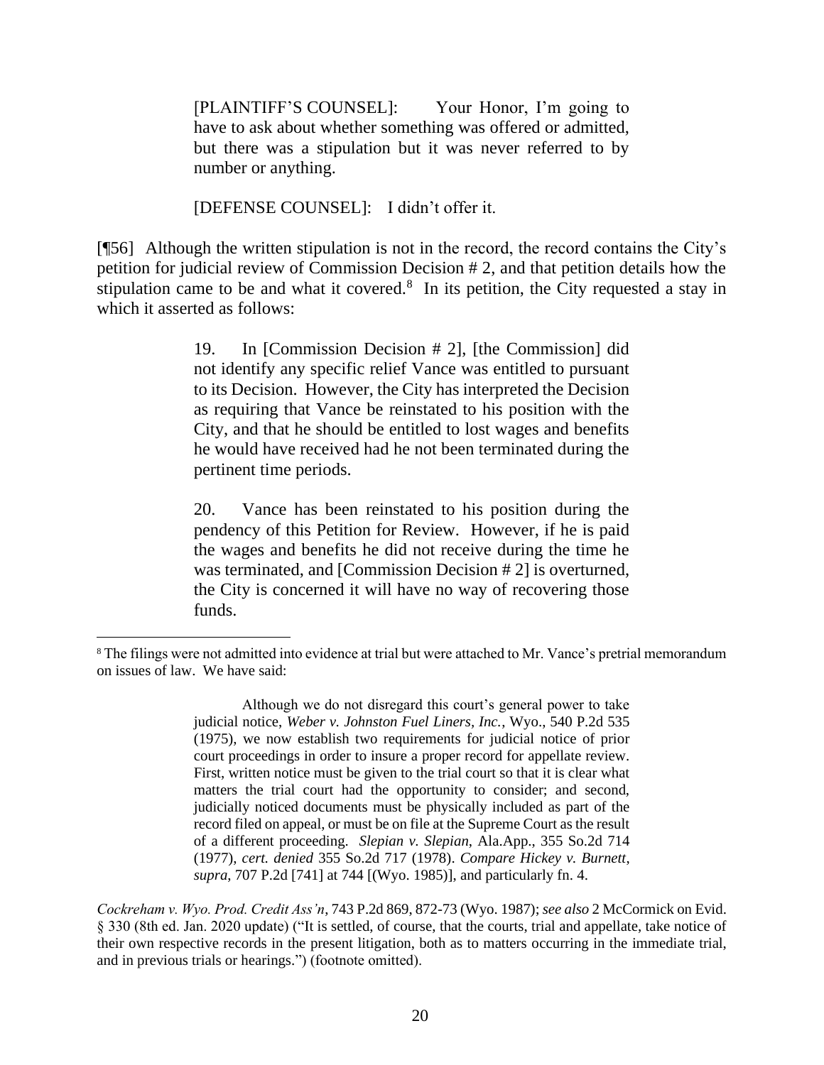> [PLAINTIFF'S COUNSEL]: Your Honor, I'm going to have to ask about whether something was offered or admitted, but there was a stipulation but it was never referred to by number or anything.
>
> [DEFENSE COUNSEL]: I didn't offer it.

[¶56] Although the written stipulation is not in the record, the record contains the City's petition for judicial review of Commission Decision # 2, and that petition details how the stipulation came to be and what it covered.[8] In its petition, the City requested a stay in which it asserted as follows:

> 19. In [Commission Decision # 2], [the Commission] did not identify any specific relief Vance was entitled to pursuant to its Decision. However, the City has interpreted the Decision as requiring that Vance be reinstated to his position with the City, and that he should be entitled to lost wages and benefits he would have received had he not been terminated during the pertinent time periods.
>
> 20. Vance has been reinstated to his position during the pendency of this Petition for Review. However, if he is paid the wages and benefits he did not receive during the time he was terminated, and [Commission Decision # 2] is overturned, the City is concerned it will have no way of recovering those funds.

---

[8] The filings were not admitted into evidence at trial but were attached to Mr. Vance's pretrial memorandum on issues of law. We have said:

> Although we do not disregard this court's general power to take judicial notice, *Weber v. Johnston Fuel Liners, Inc.*, Wyo., 540 P.2d 535 (1975), we now establish two requirements for judicial notice of prior court proceedings in order to insure a proper record for appellate review. First, written notice must be given to the trial court so that it is clear what matters the trial court had the opportunity to consider; and second, judicially noticed documents must be physically included as part of the record filed on appeal, or must be on file at the Supreme Court as the result of a different proceeding. *Slepian v. Slepian*, Ala.App., 355 So.2d 714 (1977), *cert. denied* 355 So.2d 717 (1978). *Compare Hickey v. Burnett*, *supra*, 707 P.2d [741] at 744 [(Wyo. 1985)], and particularly fn. 4.

*Cockreham v. Wyo. Prod. Credit Ass'n*, 743 P.2d 869, 872-73 (Wyo. 1987); *see also* 2 McCormick on Evid. § 330 (8th ed. Jan. 2020 update) ("It is settled, of course, that the courts, trial and appellate, take notice of their own respective records in the present litigation, both as to matters occurring in the immediate trial, and in previous trials or hearings.") (footnote omitted).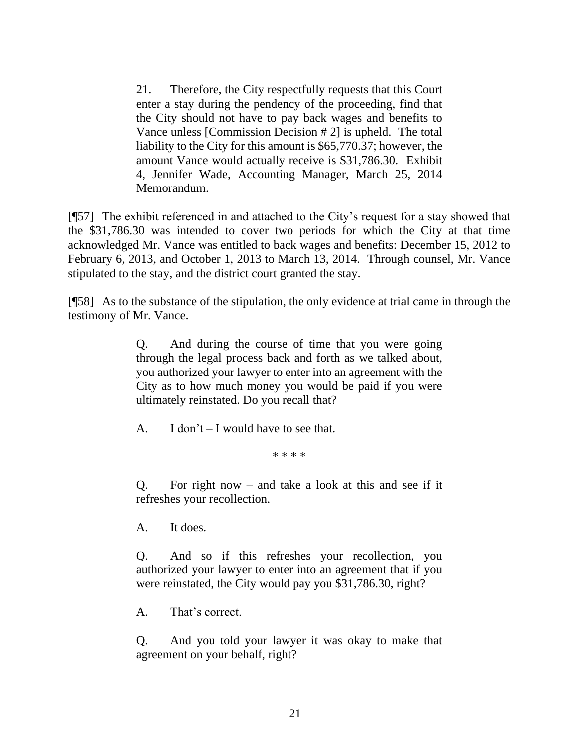> 21. Therefore, the City respectfully requests that this Court enter a stay during the pendency of the proceeding, find that the City should not have to pay back wages and benefits to Vance unless [Commission Decision # 2] is upheld. The total liability to the City for this amount is $65,770.37; however, the amount Vance would actually receive is $31,786.30. Exhibit 4, Jennifer Wade, Accounting Manager, March 25, 2014 Memorandum.

[¶57] The exhibit referenced in and attached to the City's request for a stay showed that the $31,786.30 was intended to cover two periods for which the City at that time acknowledged Mr. Vance was entitled to back wages and benefits: December 15, 2012 to February 6, 2013, and October 1, 2013 to March 13, 2014. Through counsel, Mr. Vance stipulated to the stay, and the district court granted the stay.

[¶58] As to the substance of the stipulation, the only evidence at trial came in through the testimony of Mr. Vance.

> Q. And during the course of time that you were going through the legal process back and forth as we talked about, you authorized your lawyer to enter into an agreement with the City as to how much money you would be paid if you were ultimately reinstated. Do you recall that?
>
> A. I don't – I would have to see that.
>
> \* \* \* \*
>
> Q. For right now – and take a look at this and see if it refreshes your recollection.
>
> A. It does.
>
> Q. And so if this refreshes your recollection, you authorized your lawyer to enter into an agreement that if you were reinstated, the City would pay you $31,786.30, right?
>
> A. That's correct.
>
> Q. And you told your lawyer it was okay to make that agreement on your behalf, right?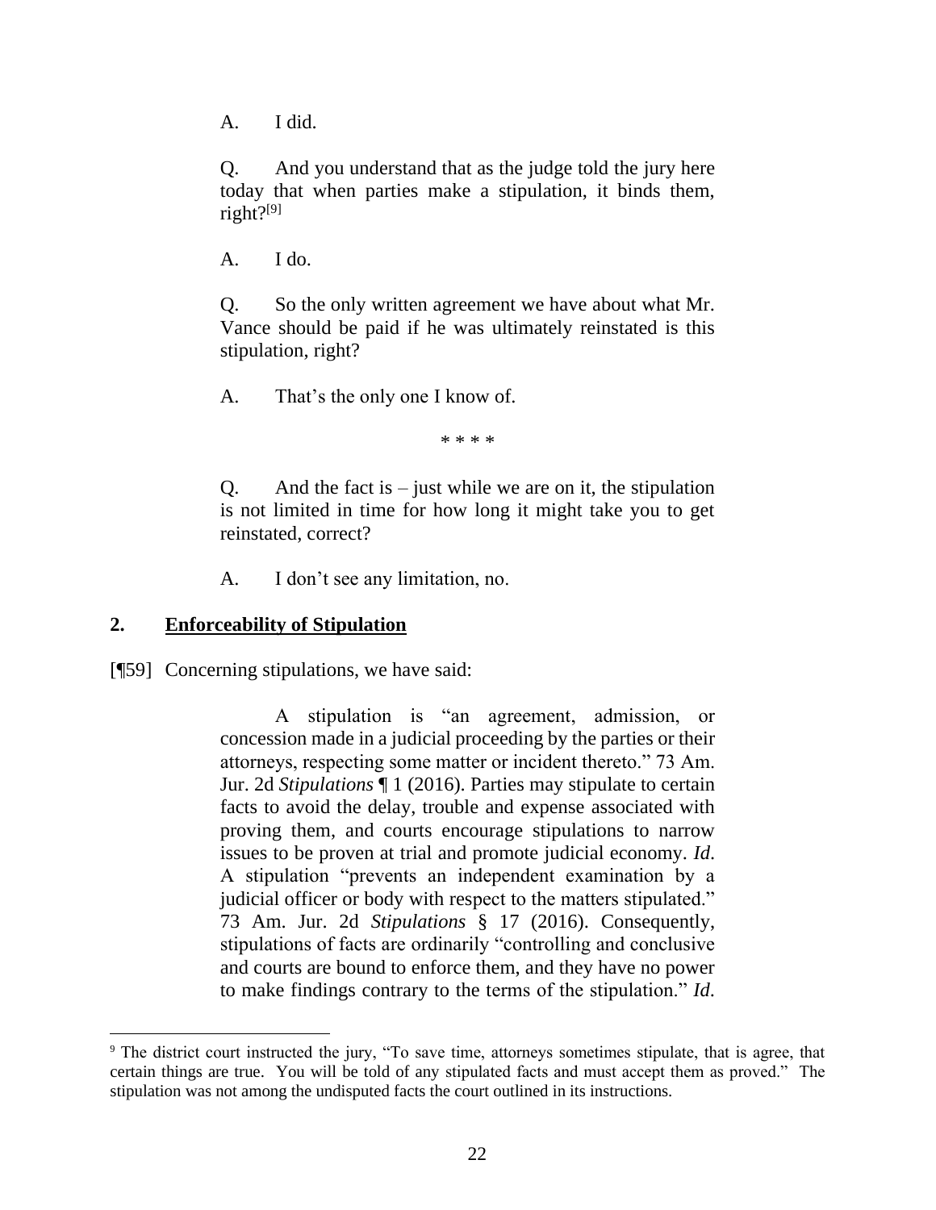> A. I did.
>
> Q. And you understand that as the judge told the jury here today that when parties make a stipulation, it binds them, right?[9]
>
> A. I do.
>
> Q. So the only written agreement we have about what Mr. Vance should be paid if he was ultimately reinstated is this stipulation, right?
>
> A. That's the only one I know of.
>
> \* \* \* \*
>
> Q. And the fact is – just while we are on it, the stipulation is not limited in time for how long it might take you to get reinstated, correct?
>
> A. I don't see any limitation, no.

## 2. **Enforceability of Stipulation**

[¶59] Concerning stipulations, we have said:

> A stipulation is "an agreement, admission, or concession made in a judicial proceeding by the parties or their attorneys, respecting some matter or incident thereto." 73 Am. Jur. 2d *Stipulations* ¶ 1 (2016). Parties may stipulate to certain facts to avoid the delay, trouble and expense associated with proving them, and courts encourage stipulations to narrow issues to be proven at trial and promote judicial economy. *Id.* A stipulation "prevents an independent examination by a judicial officer or body with respect to the matters stipulated." 73 Am. Jur. 2d *Stipulations* § 17 (2016). Consequently, stipulations of facts are ordinarily "controlling and conclusive and courts are bound to enforce them, and they have no power to make findings contrary to the terms of the stipulation." *Id.*

---

[9] The district court instructed the jury, "To save time, attorneys sometimes stipulate, that is agree, that certain things are true. You will be told of any stipulated facts and must accept them as proved." The stipulation was not among the undisputed facts the court outlined in its instructions.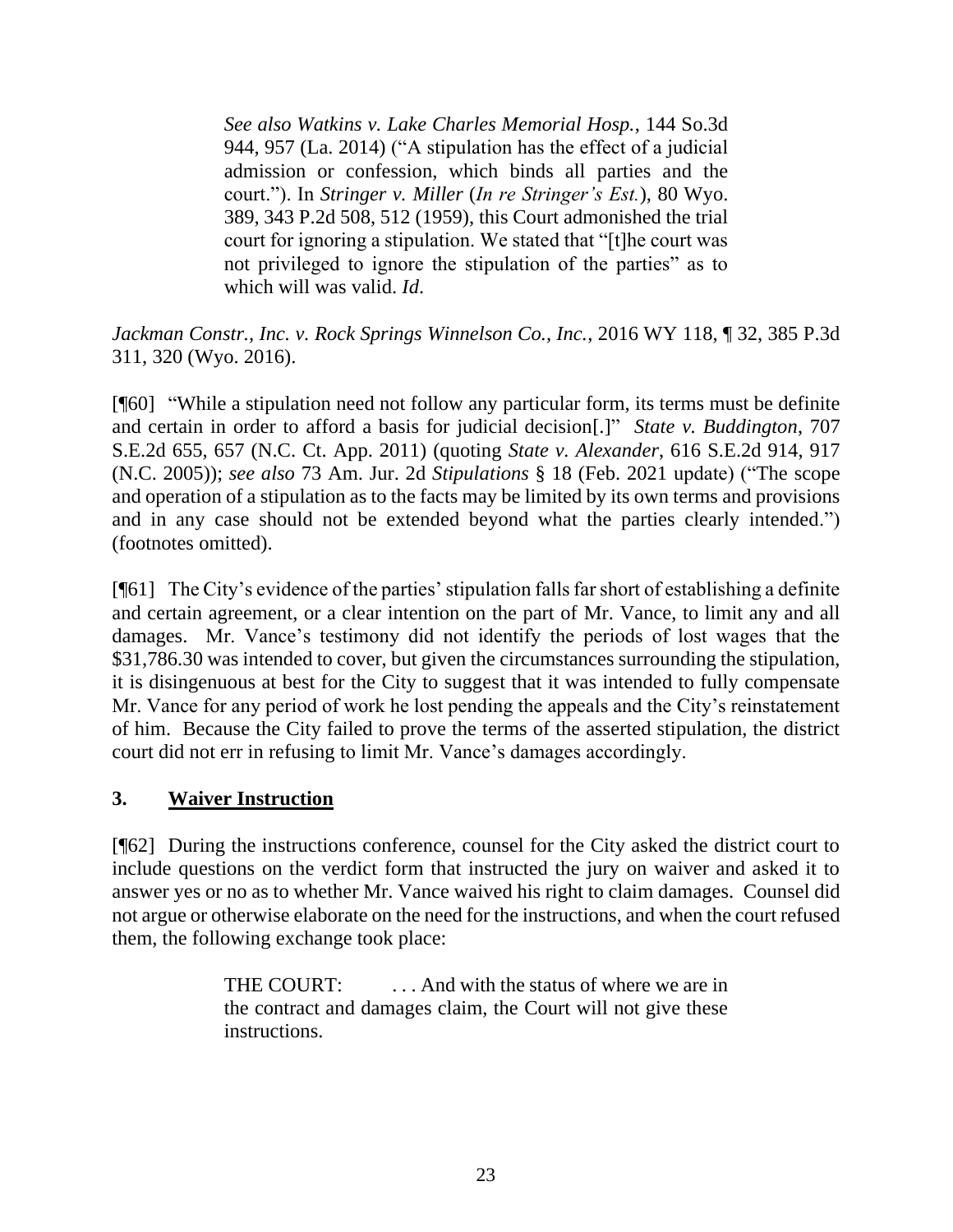> *See also Watkins v. Lake Charles Memorial Hosp.*, 144 So.3d 944, 957 (La. 2014) ("A stipulation has the effect of a judicial admission or confession, which binds all parties and the court."). In *Stringer v. Miller* (*In re Stringer's Est.*), 80 Wyo. 389, 343 P.2d 508, 512 (1959), this Court admonished the trial court for ignoring a stipulation. We stated that "[t]he court was not privileged to ignore the stipulation of the parties" as to which will was valid. *Id*.

*Jackman Constr., Inc. v. Rock Springs Winnelson Co., Inc.*, 2016 WY 118, ¶ 32, 385 P.3d 311, 320 (Wyo. 2016).

[¶60] "While a stipulation need not follow any particular form, its terms must be definite and certain in order to afford a basis for judicial decision[.]" *State v. Buddington*, 707 S.E.2d 655, 657 (N.C. Ct. App. 2011) (quoting *State v. Alexander*, 616 S.E.2d 914, 917 (N.C. 2005)); *see also* 73 Am. Jur. 2d *Stipulations* § 18 (Feb. 2021 update) ("The scope and operation of a stipulation as to the facts may be limited by its own terms and provisions and in any case should not be extended beyond what the parties clearly intended.") (footnotes omitted).

[¶61] The City's evidence of the parties' stipulation falls far short of establishing a definite and certain agreement, or a clear intention on the part of Mr. Vance, to limit any and all damages. Mr. Vance's testimony did not identify the periods of lost wages that the $31,786.30 was intended to cover, but given the circumstances surrounding the stipulation, it is disingenuous at best for the City to suggest that it was intended to fully compensate Mr. Vance for any period of work he lost pending the appeals and the City's reinstatement of him. Because the City failed to prove the terms of the asserted stipulation, the district court did not err in refusing to limit Mr. Vance's damages accordingly.

### 3. **Waiver Instruction**

[¶62] During the instructions conference, counsel for the City asked the district court to include questions on the verdict form that instructed the jury on waiver and asked it to answer yes or no as to whether Mr. Vance waived his right to claim damages. Counsel did not argue or otherwise elaborate on the need for the instructions, and when the court refused them, the following exchange took place:

> THE COURT: . . . And with the status of where we are in the contract and damages claim, the Court will not give these instructions.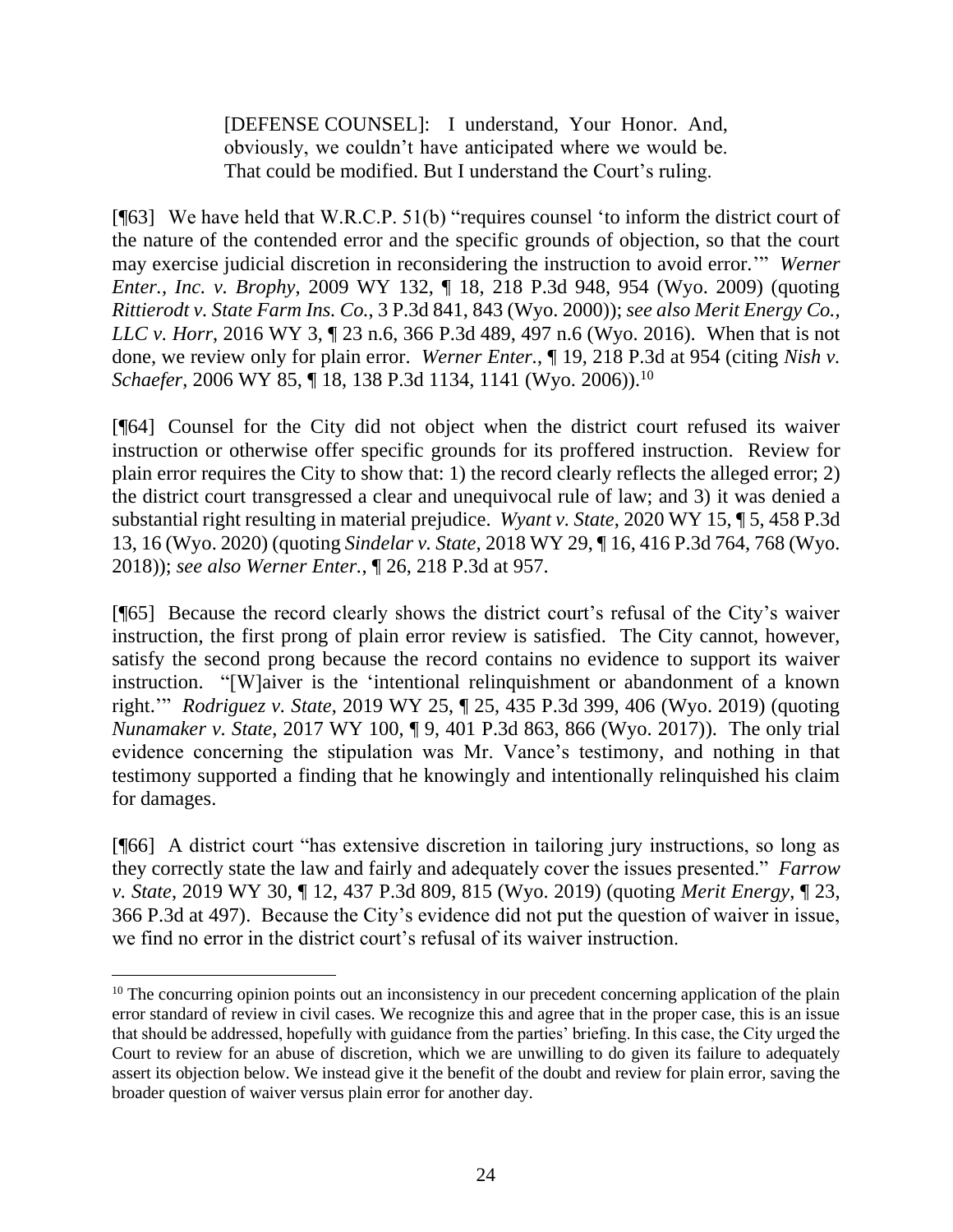> [DEFENSE COUNSEL]: I understand, Your Honor. And, obviously, we couldn't have anticipated where we would be. That could be modified. But I understand the Court's ruling.

[¶63] We have held that W.R.C.P. 51(b) "requires counsel 'to inform the district court of the nature of the contended error and the specific grounds of objection, so that the court may exercise judicial discretion in reconsidering the instruction to avoid error.'" *Werner Enter., Inc. v. Brophy*, 2009 WY 132, ¶ 18, 218 P.3d 948, 954 (Wyo. 2009) (quoting *Rittierodt v. State Farm Ins. Co.*, 3 P.3d 841, 843 (Wyo. 2000)); *see also Merit Energy Co., LLC v. Horr*, 2016 WY 3, ¶ 23 n.6, 366 P.3d 489, 497 n.6 (Wyo. 2016). When that is not done, we review only for plain error. *Werner Enter.*, ¶ 19, 218 P.3d at 954 (citing *Nish v. Schaefer*, 2006 WY 85, ¶ 18, 138 P.3d 1134, 1141 (Wyo. 2006)).[10]

[¶64] Counsel for the City did not object when the district court refused its waiver instruction or otherwise offer specific grounds for its proffered instruction. Review for plain error requires the City to show that: 1) the record clearly reflects the alleged error; 2) the district court transgressed a clear and unequivocal rule of law; and 3) it was denied a substantial right resulting in material prejudice. *Wyant v. State*, 2020 WY 15, ¶ 5, 458 P.3d 13, 16 (Wyo. 2020) (quoting *Sindelar v. State*, 2018 WY 29, ¶ 16, 416 P.3d 764, 768 (Wyo. 2018)); *see also Werner Enter.*, ¶ 26, 218 P.3d at 957.

[¶65] Because the record clearly shows the district court's refusal of the City's waiver instruction, the first prong of plain error review is satisfied. The City cannot, however, satisfy the second prong because the record contains no evidence to support its waiver instruction. "[W]aiver is the 'intentional relinquishment or abandonment of a known right.'" *Rodriguez v. State*, 2019 WY 25, ¶ 25, 435 P.3d 399, 406 (Wyo. 2019) (quoting *Nunamaker v. State*, 2017 WY 100, ¶ 9, 401 P.3d 863, 866 (Wyo. 2017)). The only trial evidence concerning the stipulation was Mr. Vance's testimony, and nothing in that testimony supported a finding that he knowingly and intentionally relinquished his claim for damages.

[¶66] A district court "has extensive discretion in tailoring jury instructions, so long as they correctly state the law and fairly and adequately cover the issues presented." *Farrow v. State*, 2019 WY 30, ¶ 12, 437 P.3d 809, 815 (Wyo. 2019) (quoting *Merit Energy*, ¶ 23, 366 P.3d at 497). Because the City's evidence did not put the question of waiver in issue, we find no error in the district court's refusal of its waiver instruction.

---

[10] The concurring opinion points out an inconsistency in our precedent concerning application of the plain error standard of review in civil cases. We recognize this and agree that in the proper case, this is an issue that should be addressed, hopefully with guidance from the parties' briefing. In this case, the City urged the Court to review for an abuse of discretion, which we are unwilling to do given its failure to adequately assert its objection below. We instead give it the benefit of the doubt and review for plain error, saving the broader question of waiver versus plain error for another day.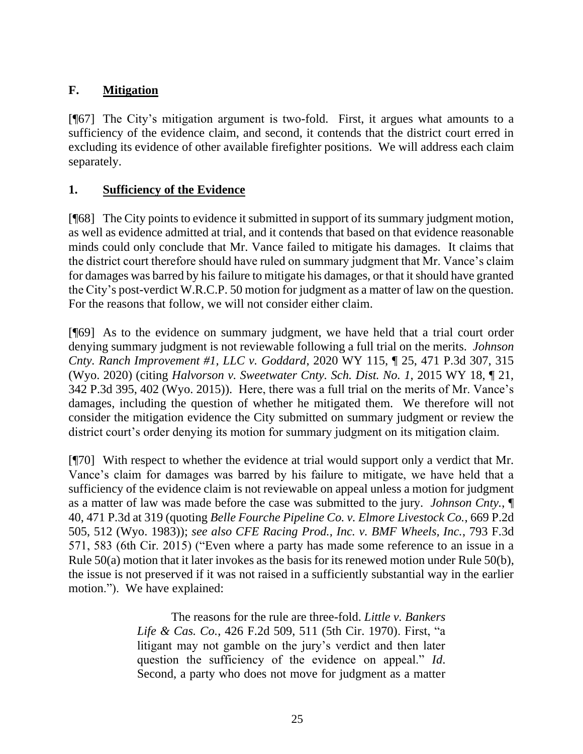### F. **Mitigation**

[¶67] The City's mitigation argument is two-fold. First, it argues what amounts to a sufficiency of the evidence claim, and second, it contends that the district court erred in excluding its evidence of other available firefighter positions. We will address each claim separately.

### 1. **Sufficiency of the Evidence**

[¶68] The City points to evidence it submitted in support of its summary judgment motion, as well as evidence admitted at trial, and it contends that based on that evidence reasonable minds could only conclude that Mr. Vance failed to mitigate his damages. It claims that the district court therefore should have ruled on summary judgment that Mr. Vance's claim for damages was barred by his failure to mitigate his damages, or that it should have granted the City's post-verdict W.R.C.P. 50 motion for judgment as a matter of law on the question. For the reasons that follow, we will not consider either claim.

[¶69] As to the evidence on summary judgment, we have held that a trial court order denying summary judgment is not reviewable following a full trial on the merits. *Johnson Cnty. Ranch Improvement #1, LLC v. Goddard*, 2020 WY 115, ¶ 25, 471 P.3d 307, 315 (Wyo. 2020) (citing *Halvorson v. Sweetwater Cnty. Sch. Dist. No. 1*, 2015 WY 18, ¶ 21, 342 P.3d 395, 402 (Wyo. 2015)). Here, there was a full trial on the merits of Mr. Vance's damages, including the question of whether he mitigated them. We therefore will not consider the mitigation evidence the City submitted on summary judgment or review the district court's order denying its motion for summary judgment on its mitigation claim.

[¶70] With respect to whether the evidence at trial would support only a verdict that Mr. Vance's claim for damages was barred by his failure to mitigate, we have held that a sufficiency of the evidence claim is not reviewable on appeal unless a motion for judgment as a matter of law was made before the case was submitted to the jury. *Johnson Cnty.*, ¶ 40, 471 P.3d at 319 (quoting *Belle Fourche Pipeline Co. v. Elmore Livestock Co.*, 669 P.2d 505, 512 (Wyo. 1983)); *see also CFE Racing Prod., Inc. v. BMF Wheels, Inc.*, 793 F.3d 571, 583 (6th Cir. 2015) ("Even where a party has made some reference to an issue in a Rule 50(a) motion that it later invokes as the basis for its renewed motion under Rule 50(b), the issue is not preserved if it was not raised in a sufficiently substantial way in the earlier motion."). We have explained:

> The reasons for the rule are three-fold. *Little v. Bankers Life & Cas. Co.*, 426 F.2d 509, 511 (5th Cir. 1970). First, "a litigant may not gamble on the jury's verdict and then later question the sufficiency of the evidence on appeal." *Id*. Second, a party who does not move for judgment as a matter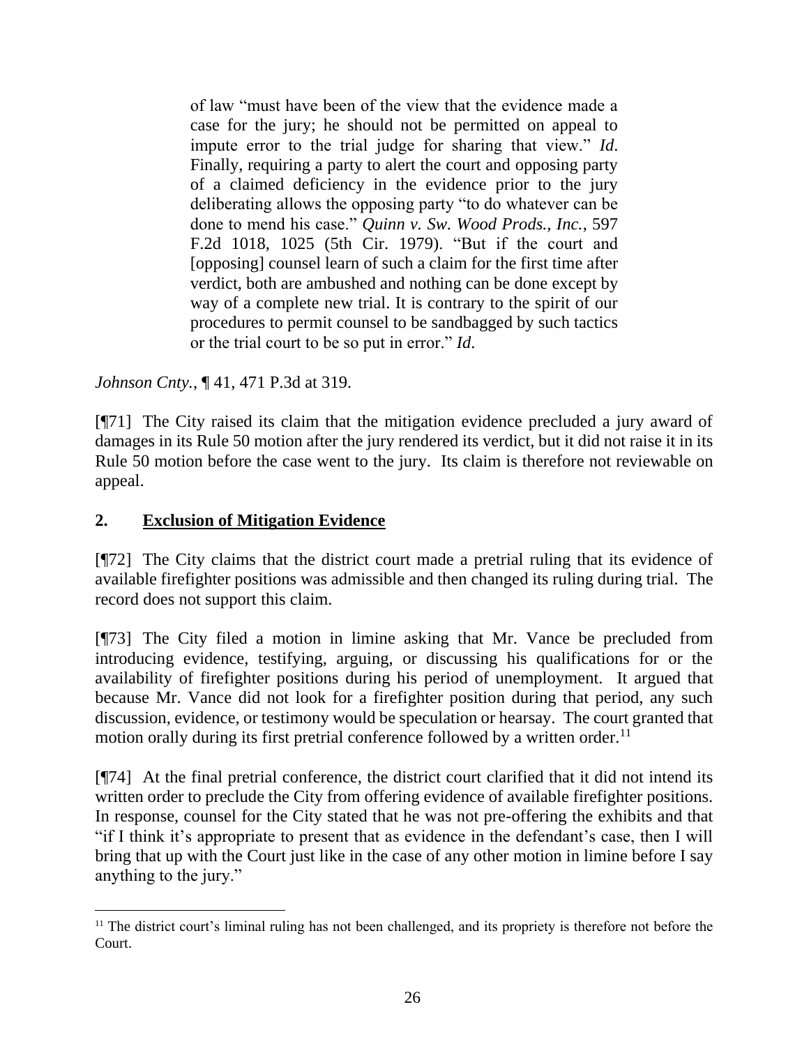> of law "must have been of the view that the evidence made a case for the jury; he should not be permitted on appeal to impute error to the trial judge for sharing that view." *Id*. Finally, requiring a party to alert the court and opposing party of a claimed deficiency in the evidence prior to the jury deliberating allows the opposing party "to do whatever can be done to mend his case." *Quinn v. Sw. Wood Prods., Inc.*, 597 F.2d 1018, 1025 (5th Cir. 1979). "But if the court and [opposing] counsel learn of such a claim for the first time after verdict, both are ambushed and nothing can be done except by way of a complete new trial. It is contrary to the spirit of our procedures to permit counsel to be sandbagged by such tactics or the trial court to be so put in error." *Id*.

*Johnson Cnty.*, ¶ 41, 471 P.3d at 319.

[¶71] The City raised its claim that the mitigation evidence precluded a jury award of damages in its Rule 50 motion after the jury rendered its verdict, but it did not raise it in its Rule 50 motion before the case went to the jury. Its claim is therefore not reviewable on appeal.

## 2. Exclusion of Mitigation Evidence

[¶72] The City claims that the district court made a pretrial ruling that its evidence of available firefighter positions was admissible and then changed its ruling during trial. The record does not support this claim.

[¶73] The City filed a motion in limine asking that Mr. Vance be precluded from introducing evidence, testifying, arguing, or discussing his qualifications for or the availability of firefighter positions during his period of unemployment. It argued that because Mr. Vance did not look for a firefighter position during that period, any such discussion, evidence, or testimony would be speculation or hearsay. The court granted that motion orally during its first pretrial conference followed by a written order.[11]

[¶74] At the final pretrial conference, the district court clarified that it did not intend its written order to preclude the City from offering evidence of available firefighter positions. In response, counsel for the City stated that he was not pre-offering the exhibits and that "if I think it's appropriate to present that as evidence in the defendant's case, then I will bring that up with the Court just like in the case of any other motion in limine before I say anything to the jury."

---

[11] The district court's liminal ruling has not been challenged, and its propriety is therefore not before the Court.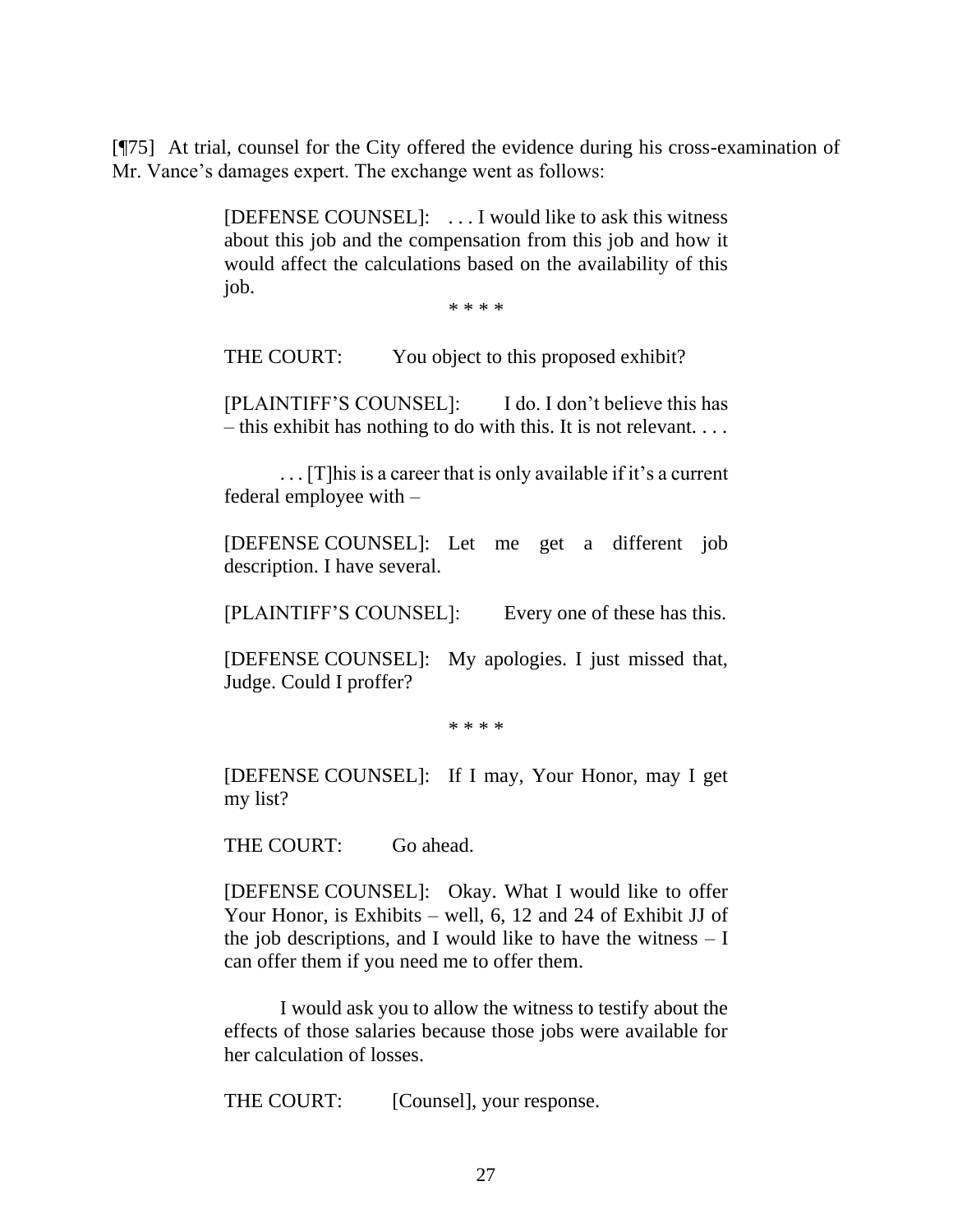[¶75] At trial, counsel for the City offered the evidence during his cross-examination of Mr. Vance's damages expert. The exchange went as follows:

> [DEFENSE COUNSEL]: . . . I would like to ask this witness about this job and the compensation from this job and how it would affect the calculations based on the availability of this job.
>
> * * * *
>
> THE COURT: You object to this proposed exhibit?
>
> [PLAINTIFF'S COUNSEL]: I do. I don't believe this has – this exhibit has nothing to do with this. It is not relevant. . . .
>
> . . . [T]his is a career that is only available if it's a current federal employee with –
>
> [DEFENSE COUNSEL]: Let me get a different job description. I have several.
>
> [PLAINTIFF'S COUNSEL]: Every one of these has this.
>
> [DEFENSE COUNSEL]: My apologies. I just missed that, Judge. Could I proffer?
>
> * * * *
>
> [DEFENSE COUNSEL]: If I may, Your Honor, may I get my list?
>
> THE COURT: Go ahead.
>
> [DEFENSE COUNSEL]: Okay. What I would like to offer Your Honor, is Exhibits – well, 6, 12 and 24 of Exhibit JJ of the job descriptions, and I would like to have the witness – I can offer them if you need me to offer them.
>
> I would ask you to allow the witness to testify about the effects of those salaries because those jobs were available for her calculation of losses.
>
> THE COURT: [Counsel], your response.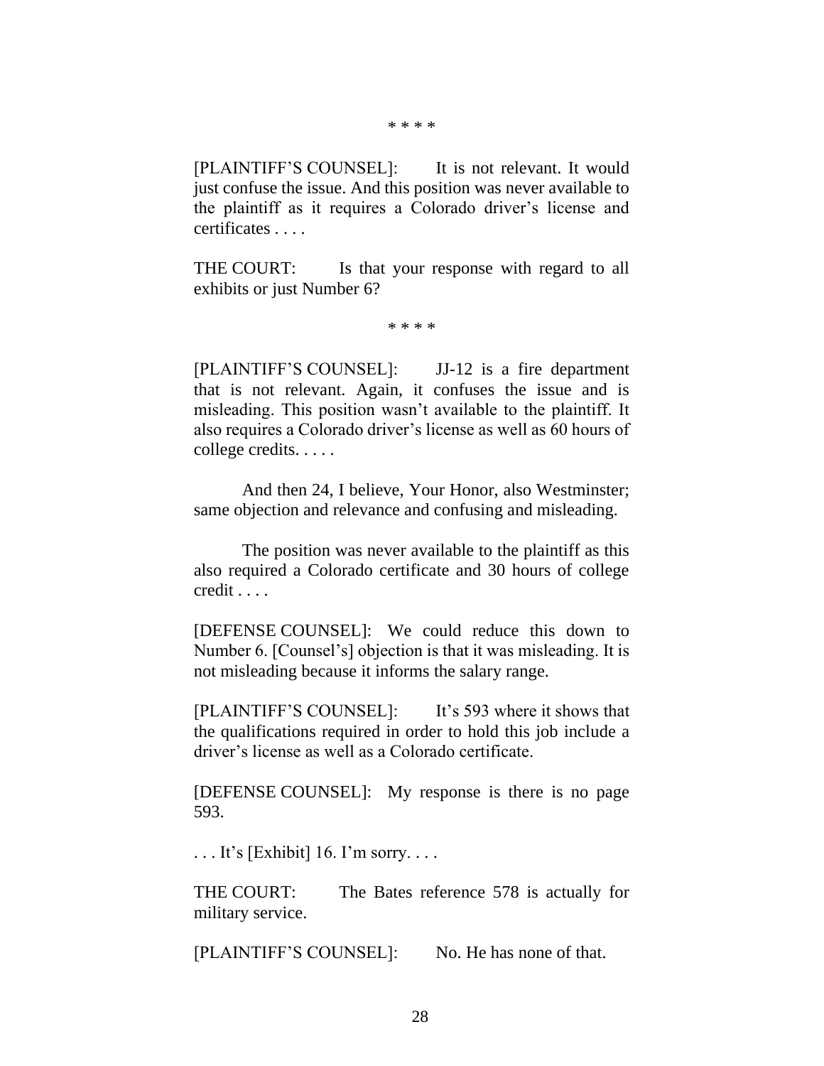\* \* \* \*

[PLAINTIFF'S COUNSEL]: It is not relevant. It would just confuse the issue. And this position was never available to the plaintiff as it requires a Colorado driver's license and certificates . . . .

THE COURT: Is that your response with regard to all exhibits or just Number 6?

\* \* \* \*

[PLAINTIFF'S COUNSEL]: JJ-12 is a fire department that is not relevant. Again, it confuses the issue and is misleading. This position wasn't available to the plaintiff. It also requires a Colorado driver's license as well as 60 hours of college credits. . . . .

And then 24, I believe, Your Honor, also Westminster; same objection and relevance and confusing and misleading.

The position was never available to the plaintiff as this also required a Colorado certificate and 30 hours of college credit . . . .

[DEFENSE COUNSEL]: We could reduce this down to Number 6. [Counsel's] objection is that it was misleading. It is not misleading because it informs the salary range.

[PLAINTIFF'S COUNSEL]: It's 593 where it shows that the qualifications required in order to hold this job include a driver's license as well as a Colorado certificate.

[DEFENSE COUNSEL]: My response is there is no page 593.

. . . It's [Exhibit] 16. I'm sorry. . . .

THE COURT: The Bates reference 578 is actually for military service.

[PLAINTIFF'S COUNSEL]: No. He has none of that.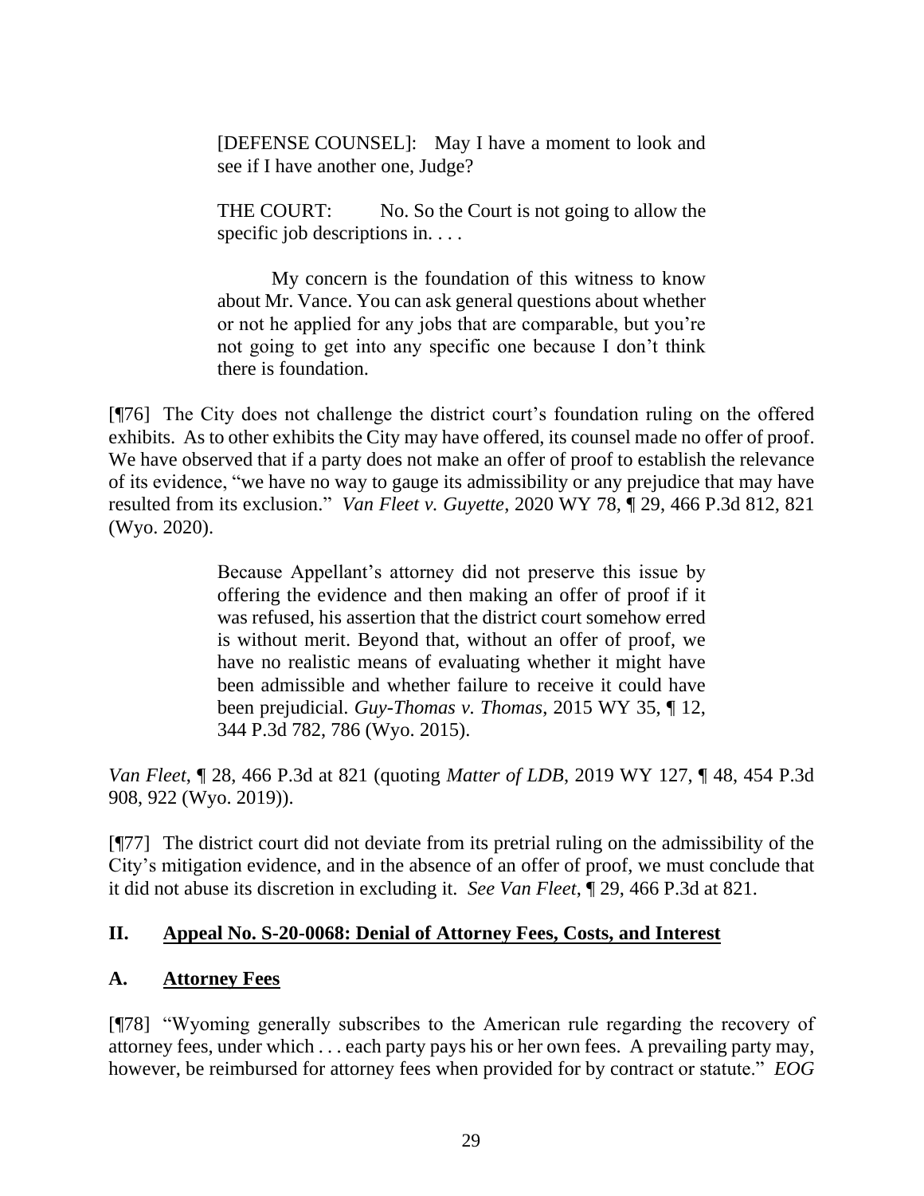> [DEFENSE COUNSEL]: May I have a moment to look and see if I have another one, Judge?
>
> THE COURT: No. So the Court is not going to allow the specific job descriptions in. . . .
>
> My concern is the foundation of this witness to know about Mr. Vance. You can ask general questions about whether or not he applied for any jobs that are comparable, but you're not going to get into any specific one because I don't think there is foundation.

[¶76] The City does not challenge the district court's foundation ruling on the offered exhibits. As to other exhibits the City may have offered, its counsel made no offer of proof. We have observed that if a party does not make an offer of proof to establish the relevance of its evidence, "we have no way to gauge its admissibility or any prejudice that may have resulted from its exclusion." *Van Fleet v. Guyette*, 2020 WY 78, ¶ 29, 466 P.3d 812, 821 (Wyo. 2020).

> Because Appellant's attorney did not preserve this issue by offering the evidence and then making an offer of proof if it was refused, his assertion that the district court somehow erred is without merit. Beyond that, without an offer of proof, we have no realistic means of evaluating whether it might have been admissible and whether failure to receive it could have been prejudicial. *Guy-Thomas v. Thomas*, 2015 WY 35, ¶ 12, 344 P.3d 782, 786 (Wyo. 2015).

*Van Fleet*, ¶ 28, 466 P.3d at 821 (quoting *Matter of LDB*, 2019 WY 127, ¶ 48, 454 P.3d 908, 922 (Wyo. 2019)).

[¶77] The district court did not deviate from its pretrial ruling on the admissibility of the City's mitigation evidence, and in the absence of an offer of proof, we must conclude that it did not abuse its discretion in excluding it. *See Van Fleet*, ¶ 29, 466 P.3d at 821.

## II. Appeal No. S-20-0068: Denial of Attorney Fees, Costs, and Interest

### A. Attorney Fees

[¶78] "Wyoming generally subscribes to the American rule regarding the recovery of attorney fees, under which . . . each party pays his or her own fees. A prevailing party may, however, be reimbursed for attorney fees when provided for by contract or statute." *EOG*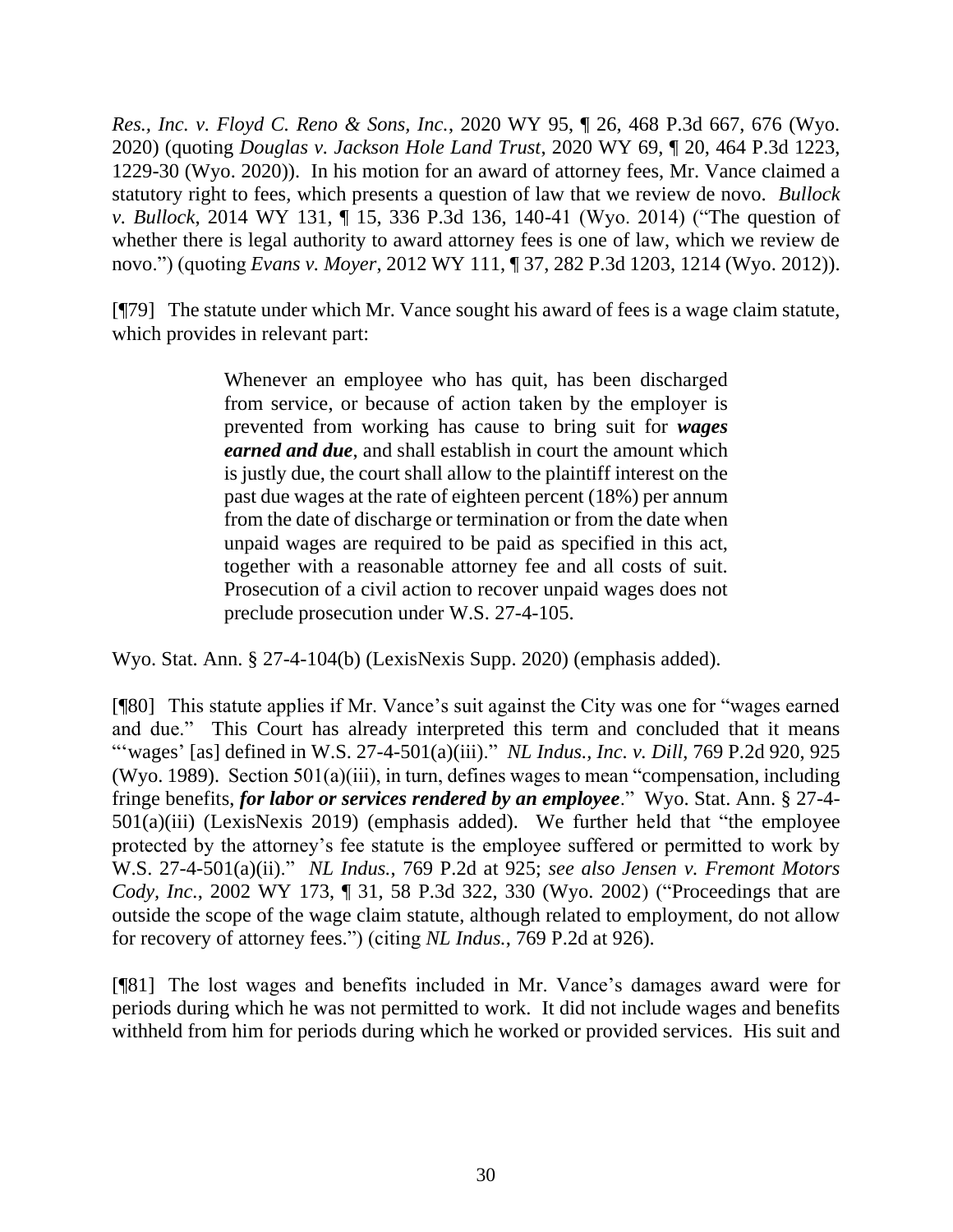*Res., Inc. v. Floyd C. Reno & Sons, Inc.*, 2020 WY 95, ¶ 26, 468 P.3d 667, 676 (Wyo. 2020) (quoting *Douglas v. Jackson Hole Land Trust*, 2020 WY 69, ¶ 20, 464 P.3d 1223, 1229-30 (Wyo. 2020)). In his motion for an award of attorney fees, Mr. Vance claimed a statutory right to fees, which presents a question of law that we review de novo. *Bullock v. Bullock*, 2014 WY 131, ¶ 15, 336 P.3d 136, 140-41 (Wyo. 2014) ("The question of whether there is legal authority to award attorney fees is one of law, which we review de novo.") (quoting *Evans v. Moyer*, 2012 WY 111, ¶ 37, 282 P.3d 1203, 1214 (Wyo. 2012)).

[¶79] The statute under which Mr. Vance sought his award of fees is a wage claim statute, which provides in relevant part:

> Whenever an employee who has quit, has been discharged from service, or because of action taken by the employer is prevented from working has cause to bring suit for ***wages earned and due***, and shall establish in court the amount which is justly due, the court shall allow to the plaintiff interest on the past due wages at the rate of eighteen percent (18%) per annum from the date of discharge or termination or from the date when unpaid wages are required to be paid as specified in this act, together with a reasonable attorney fee and all costs of suit. Prosecution of a civil action to recover unpaid wages does not preclude prosecution under W.S. 27-4-105.

Wyo. Stat. Ann. § 27-4-104(b) (LexisNexis Supp. 2020) (emphasis added).

[¶80] This statute applies if Mr. Vance's suit against the City was one for "wages earned and due." This Court has already interpreted this term and concluded that it means "'wages' [as] defined in W.S. 27-4-501(a)(iii)." *NL Indus., Inc. v. Dill*, 769 P.2d 920, 925 (Wyo. 1989). Section 501(a)(iii), in turn, defines wages to mean "compensation, including fringe benefits, ***for labor or services rendered by an employee***." Wyo. Stat. Ann. § 27-4-501(a)(iii) (LexisNexis 2019) (emphasis added). We further held that "the employee protected by the attorney's fee statute is the employee suffered or permitted to work by W.S. 27-4-501(a)(ii)." *NL Indus.*, 769 P.2d at 925; *see also Jensen v. Fremont Motors Cody, Inc.*, 2002 WY 173, ¶ 31, 58 P.3d 322, 330 (Wyo. 2002) ("Proceedings that are outside the scope of the wage claim statute, although related to employment, do not allow for recovery of attorney fees.") (citing *NL Indus.*, 769 P.2d at 926).

[¶81] The lost wages and benefits included in Mr. Vance's damages award were for periods during which he was not permitted to work. It did not include wages and benefits withheld from him for periods during which he worked or provided services. His suit and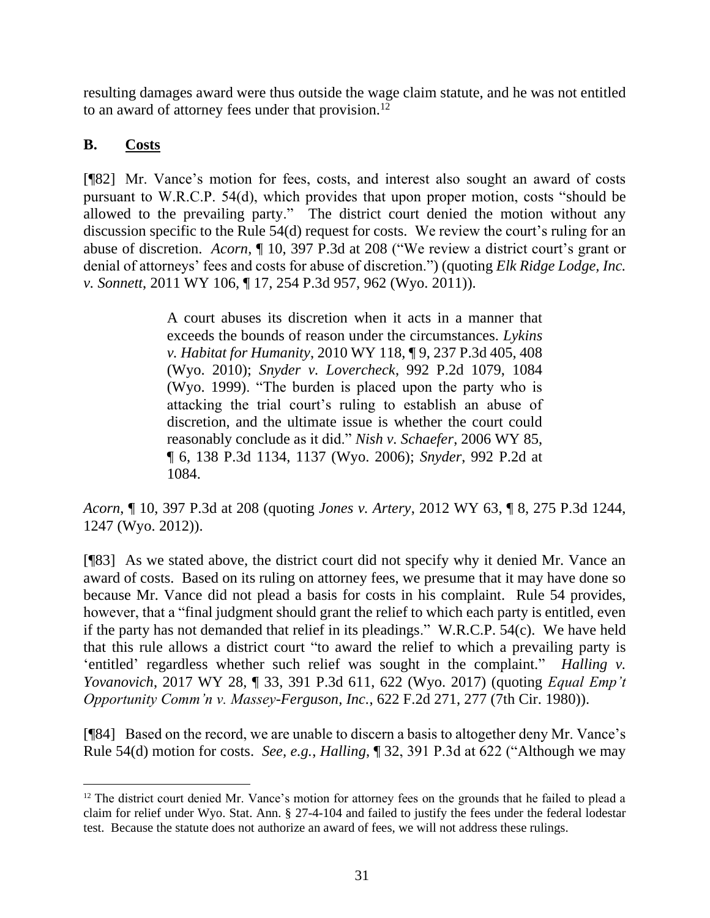resulting damages award were thus outside the wage claim statute, and he was not entitled to an award of attorney fees under that provision.[12]

## B. Costs

[¶82] Mr. Vance's motion for fees, costs, and interest also sought an award of costs pursuant to W.R.C.P. 54(d), which provides that upon proper motion, costs "should be allowed to the prevailing party." The district court denied the motion without any discussion specific to the Rule 54(d) request for costs. We review the court's ruling for an abuse of discretion. *Acorn*, ¶ 10, 397 P.3d at 208 ("We review a district court's grant or denial of attorneys' fees and costs for abuse of discretion.") (quoting *Elk Ridge Lodge, Inc. v. Sonnett*, 2011 WY 106, ¶ 17, 254 P.3d 957, 962 (Wyo. 2011)).

> A court abuses its discretion when it acts in a manner that exceeds the bounds of reason under the circumstances. *Lykins v. Habitat for Humanity*, 2010 WY 118, ¶ 9, 237 P.3d 405, 408 (Wyo. 2010); *Snyder v. Lovercheck*, 992 P.2d 1079, 1084 (Wyo. 1999). "The burden is placed upon the party who is attacking the trial court's ruling to establish an abuse of discretion, and the ultimate issue is whether the court could reasonably conclude as it did." *Nish v. Schaefer*, 2006 WY 85, ¶ 6, 138 P.3d 1134, 1137 (Wyo. 2006); *Snyder*, 992 P.2d at 1084.

*Acorn*, ¶ 10, 397 P.3d at 208 (quoting *Jones v. Artery*, 2012 WY 63, ¶ 8, 275 P.3d 1244, 1247 (Wyo. 2012)).

[¶83] As we stated above, the district court did not specify why it denied Mr. Vance an award of costs. Based on its ruling on attorney fees, we presume that it may have done so because Mr. Vance did not plead a basis for costs in his complaint. Rule 54 provides, however, that a "final judgment should grant the relief to which each party is entitled, even if the party has not demanded that relief in its pleadings." W.R.C.P. 54(c). We have held that this rule allows a district court "to award the relief to which a prevailing party is 'entitled' regardless whether such relief was sought in the complaint." *Halling v. Yovanovich*, 2017 WY 28, ¶ 33, 391 P.3d 611, 622 (Wyo. 2017) (quoting *Equal Emp't Opportunity Comm'n v. Massey-Ferguson, Inc.*, 622 F.2d 271, 277 (7th Cir. 1980)).

[¶84] Based on the record, we are unable to discern a basis to altogether deny Mr. Vance's Rule 54(d) motion for costs. *See, e.g.*, *Halling*, ¶ 32, 391 P.3d at 622 ("Although we may

---

[12] The district court denied Mr. Vance's motion for attorney fees on the grounds that he failed to plead a claim for relief under Wyo. Stat. Ann. § 27-4-104 and failed to justify the fees under the federal lodestar test. Because the statute does not authorize an award of fees, we will not address these rulings.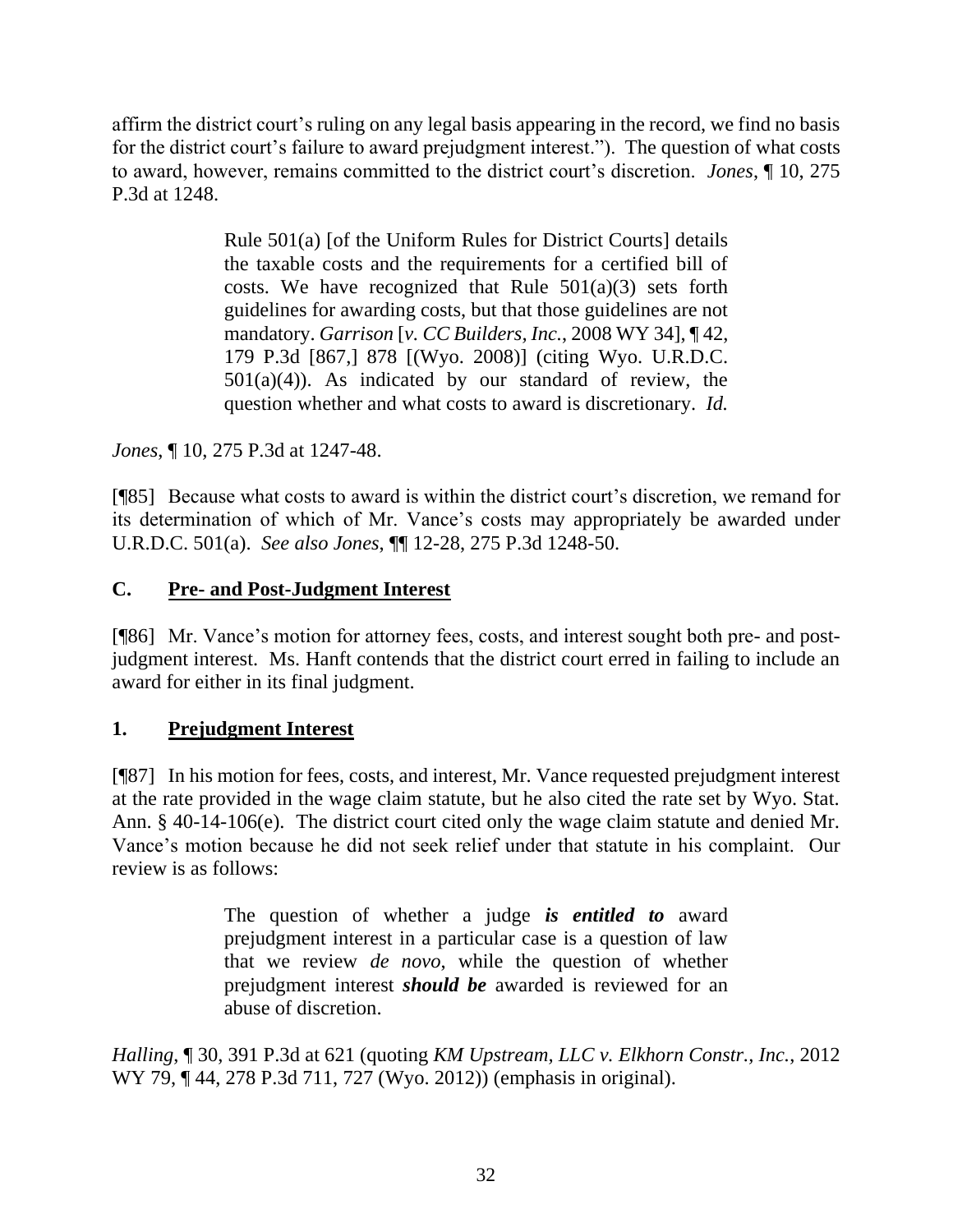affirm the district court's ruling on any legal basis appearing in the record, we find no basis for the district court's failure to award prejudgment interest."). The question of what costs to award, however, remains committed to the district court's discretion. *Jones*, ¶ 10, 275 P.3d at 1248.

> Rule 501(a) [of the Uniform Rules for District Courts] details the taxable costs and the requirements for a certified bill of costs. We have recognized that Rule 501(a)(3) sets forth guidelines for awarding costs, but that those guidelines are not mandatory. *Garrison* [*v. CC Builders, Inc.*, 2008 WY 34], ¶ 42, 179 P.3d [867,] 878 [(Wyo. 2008)] (citing Wyo. U.R.D.C. 501(a)(4)). As indicated by our standard of review, the question whether and what costs to award is discretionary. *Id.*

*Jones*, ¶ 10, 275 P.3d at 1247-48.

[¶85] Because what costs to award is within the district court's discretion, we remand for its determination of which of Mr. Vance's costs may appropriately be awarded under U.R.D.C. 501(a). *See also Jones*, ¶¶ 12-28, 275 P.3d 1248-50.

## C. Pre- and Post-Judgment Interest

[¶86] Mr. Vance's motion for attorney fees, costs, and interest sought both pre- and post-judgment interest. Ms. Hanft contends that the district court erred in failing to include an award for either in its final judgment.

### 1. Prejudgment Interest

[¶87] In his motion for fees, costs, and interest, Mr. Vance requested prejudgment interest at the rate provided in the wage claim statute, but he also cited the rate set by Wyo. Stat. Ann. § 40-14-106(e). The district court cited only the wage claim statute and denied Mr. Vance's motion because he did not seek relief under that statute in his complaint. Our review is as follows:

> The question of whether a judge ***is entitled to*** award prejudgment interest in a particular case is a question of law that we review *de novo*, while the question of whether prejudgment interest ***should be*** awarded is reviewed for an abuse of discretion.

*Halling*, ¶ 30, 391 P.3d at 621 (quoting *KM Upstream, LLC v. Elkhorn Constr., Inc.*, 2012 WY 79, ¶ 44, 278 P.3d 711, 727 (Wyo. 2012)) (emphasis in original).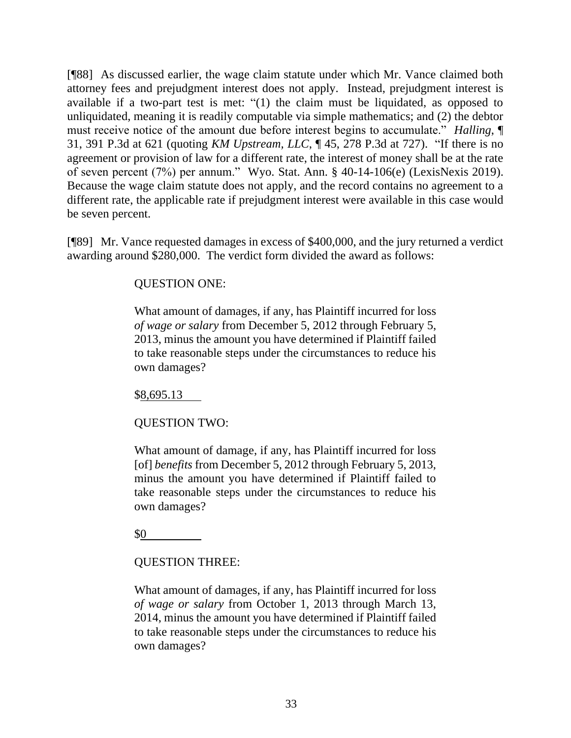[¶88] As discussed earlier, the wage claim statute under which Mr. Vance claimed both attorney fees and prejudgment interest does not apply. Instead, prejudgment interest is available if a two-part test is met: "(1) the claim must be liquidated, as opposed to unliquidated, meaning it is readily computable via simple mathematics; and (2) the debtor must receive notice of the amount due before interest begins to accumulate." *Halling*, ¶ 31, 391 P.3d at 621 (quoting *KM Upstream, LLC*, ¶ 45, 278 P.3d at 727). "If there is no agreement or provision of law for a different rate, the interest of money shall be at the rate of seven percent (7%) per annum." Wyo. Stat. Ann. § 40-14-106(e) (LexisNexis 2019). Because the wage claim statute does not apply, and the record contains no agreement to a different rate, the applicable rate if prejudgment interest were available in this case would be seven percent.

[¶89] Mr. Vance requested damages in excess of $400,000, and the jury returned a verdict awarding around $280,000. The verdict form divided the award as follows:

> QUESTION ONE:
>
> What amount of damages, if any, has Plaintiff incurred for loss *of wage or salary* from December 5, 2012 through February 5, 2013, minus the amount you have determined if Plaintiff failed to take reasonable steps under the circumstances to reduce his own damages?
>
> $8,695.13
>
> QUESTION TWO:
>
> What amount of damage, if any, has Plaintiff incurred for loss [of] *benefits* from December 5, 2012 through February 5, 2013, minus the amount you have determined if Plaintiff failed to take reasonable steps under the circumstances to reduce his own damages?
>
> $0
>
> QUESTION THREE:
>
> What amount of damages, if any, has Plaintiff incurred for loss *of wage or salary* from October 1, 2013 through March 13, 2014, minus the amount you have determined if Plaintiff failed to take reasonable steps under the circumstances to reduce his own damages?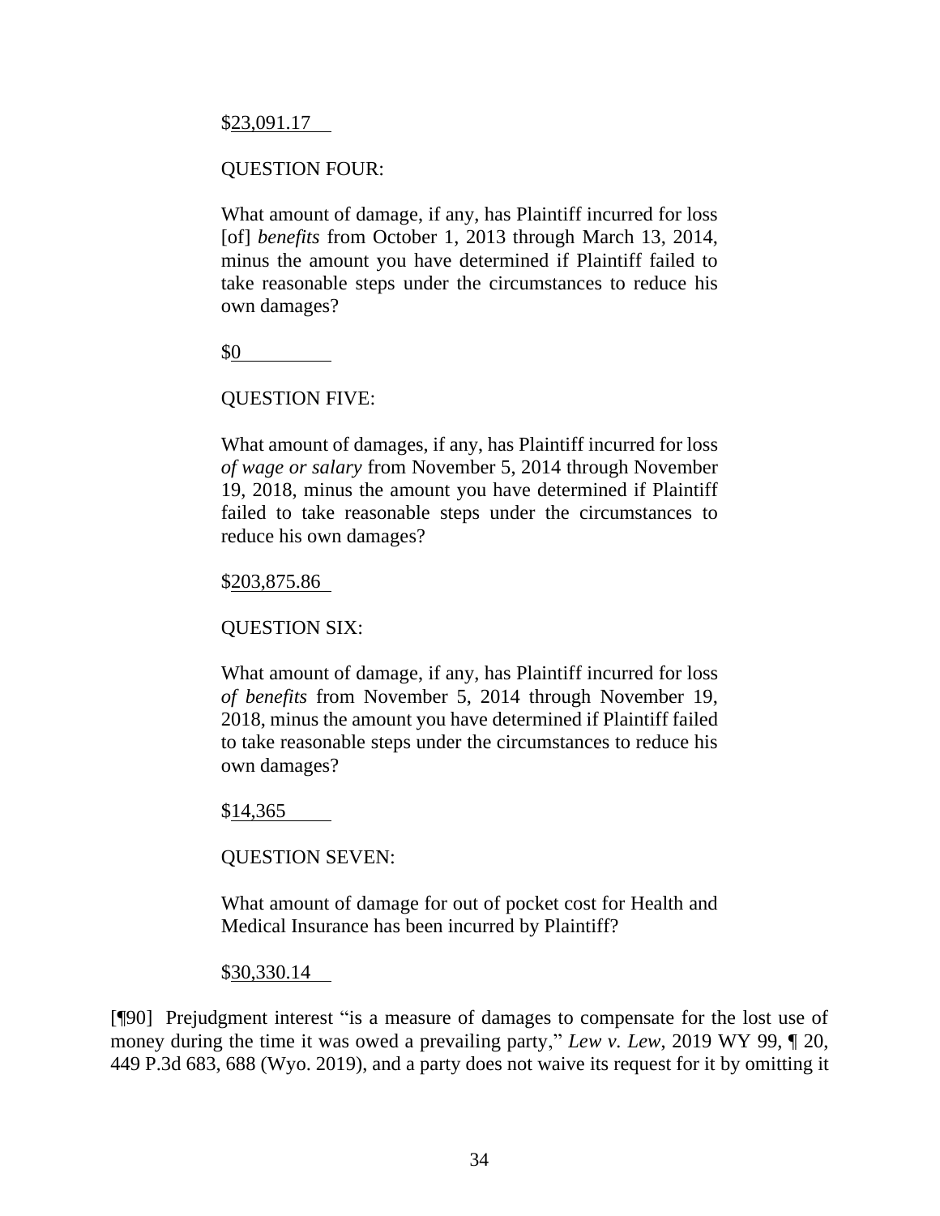$23,091.17

QUESTION FOUR:

What amount of damage, if any, has Plaintiff incurred for loss [of] *benefits* from October 1, 2013 through March 13, 2014, minus the amount you have determined if Plaintiff failed to take reasonable steps under the circumstances to reduce his own damages?

$0

QUESTION FIVE:

What amount of damages, if any, has Plaintiff incurred for loss *of wage or salary* from November 5, 2014 through November 19, 2018, minus the amount you have determined if Plaintiff failed to take reasonable steps under the circumstances to reduce his own damages?

$203,875.86

QUESTION SIX:

What amount of damage, if any, has Plaintiff incurred for loss *of benefits* from November 5, 2014 through November 19, 2018, minus the amount you have determined if Plaintiff failed to take reasonable steps under the circumstances to reduce his own damages?

$14,365

QUESTION SEVEN:

What amount of damage for out of pocket cost for Health and Medical Insurance has been incurred by Plaintiff?

$30,330.14

[¶90] Prejudgment interest "is a measure of damages to compensate for the lost use of money during the time it was owed a prevailing party," *Lew v. Lew*, 2019 WY 99, ¶ 20, 449 P.3d 683, 688 (Wyo. 2019), and a party does not waive its request for it by omitting it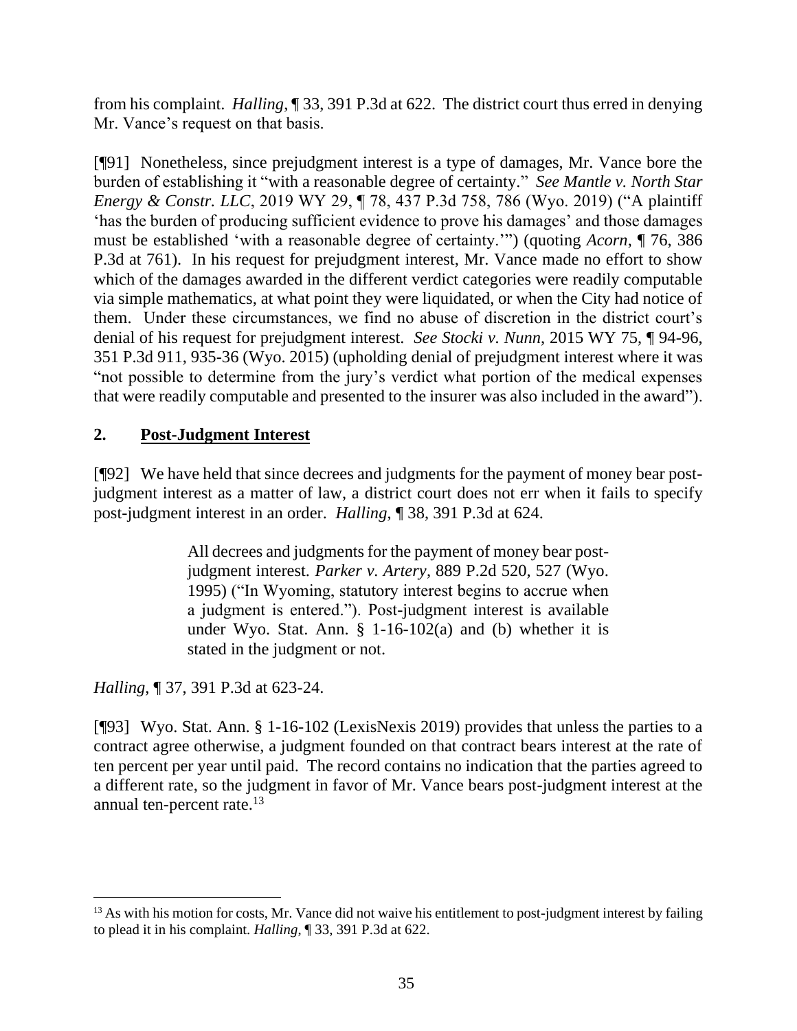from his complaint. *Halling*, ¶ 33, 391 P.3d at 622. The district court thus erred in denying Mr. Vance's request on that basis.

[¶91] Nonetheless, since prejudgment interest is a type of damages, Mr. Vance bore the burden of establishing it "with a reasonable degree of certainty." *See Mantle v. North Star Energy & Constr. LLC*, 2019 WY 29, ¶ 78, 437 P.3d 758, 786 (Wyo. 2019) ("A plaintiff 'has the burden of producing sufficient evidence to prove his damages' and those damages must be established 'with a reasonable degree of certainty.'") (quoting *Acorn*, ¶ 76, 386 P.3d at 761). In his request for prejudgment interest, Mr. Vance made no effort to show which of the damages awarded in the different verdict categories were readily computable via simple mathematics, at what point they were liquidated, or when the City had notice of them. Under these circumstances, we find no abuse of discretion in the district court's denial of his request for prejudgment interest. *See Stocki v. Nunn*, 2015 WY 75, ¶ 94-96, 351 P.3d 911, 935-36 (Wyo. 2015) (upholding denial of prejudgment interest where it was "not possible to determine from the jury's verdict what portion of the medical expenses that were readily computable and presented to the insurer was also included in the award").

## 2. Post-Judgment Interest

[¶92] We have held that since decrees and judgments for the payment of money bear post-judgment interest as a matter of law, a district court does not err when it fails to specify post-judgment interest in an order. *Halling*, ¶ 38, 391 P.3d at 624.

> All decrees and judgments for the payment of money bear post-judgment interest. *Parker v. Artery*, 889 P.2d 520, 527 (Wyo. 1995) ("In Wyoming, statutory interest begins to accrue when a judgment is entered."). Post-judgment interest is available under Wyo. Stat. Ann. § 1-16-102(a) and (b) whether it is stated in the judgment or not.

*Halling*, ¶ 37, 391 P.3d at 623-24.

[¶93] Wyo. Stat. Ann. § 1-16-102 (LexisNexis 2019) provides that unless the parties to a contract agree otherwise, a judgment founded on that contract bears interest at the rate of ten percent per year until paid. The record contains no indication that the parties agreed to a different rate, so the judgment in favor of Mr. Vance bears post-judgment interest at the annual ten-percent rate.[13]

---

[13] As with his motion for costs, Mr. Vance did not waive his entitlement to post-judgment interest by failing to plead it in his complaint. *Halling*, ¶ 33, 391 P.3d at 622.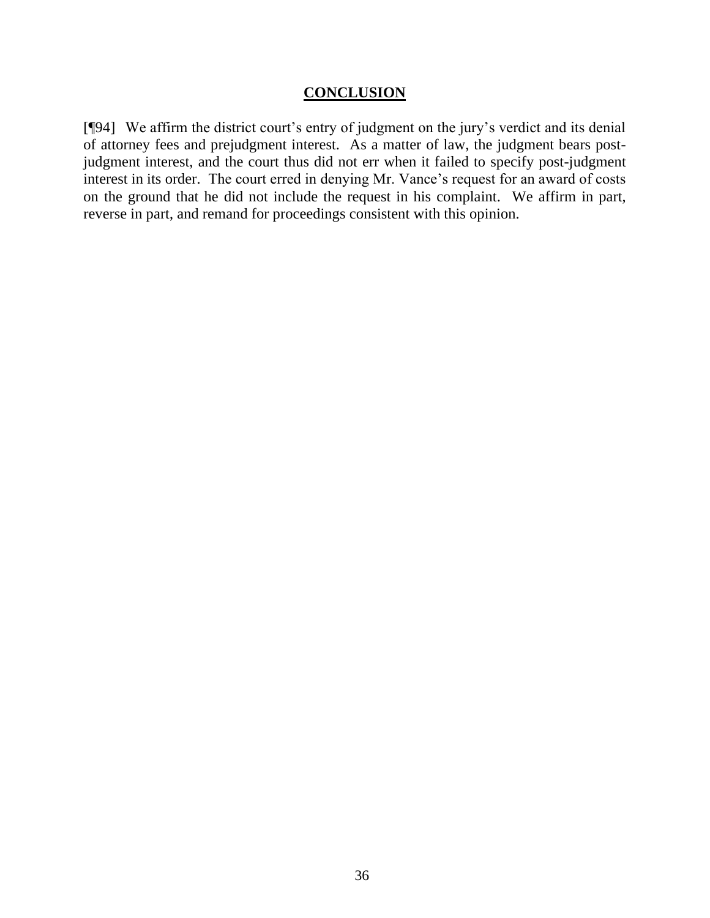## **CONCLUSION**

[¶94] We affirm the district court's entry of judgment on the jury's verdict and its denial of attorney fees and prejudgment interest. As a matter of law, the judgment bears post-judgment interest, and the court thus did not err when it failed to specify post-judgment interest in its order. The court erred in denying Mr. Vance's request for an award of costs on the ground that he did not include the request in his complaint. We affirm in part, reverse in part, and remand for proceedings consistent with this opinion.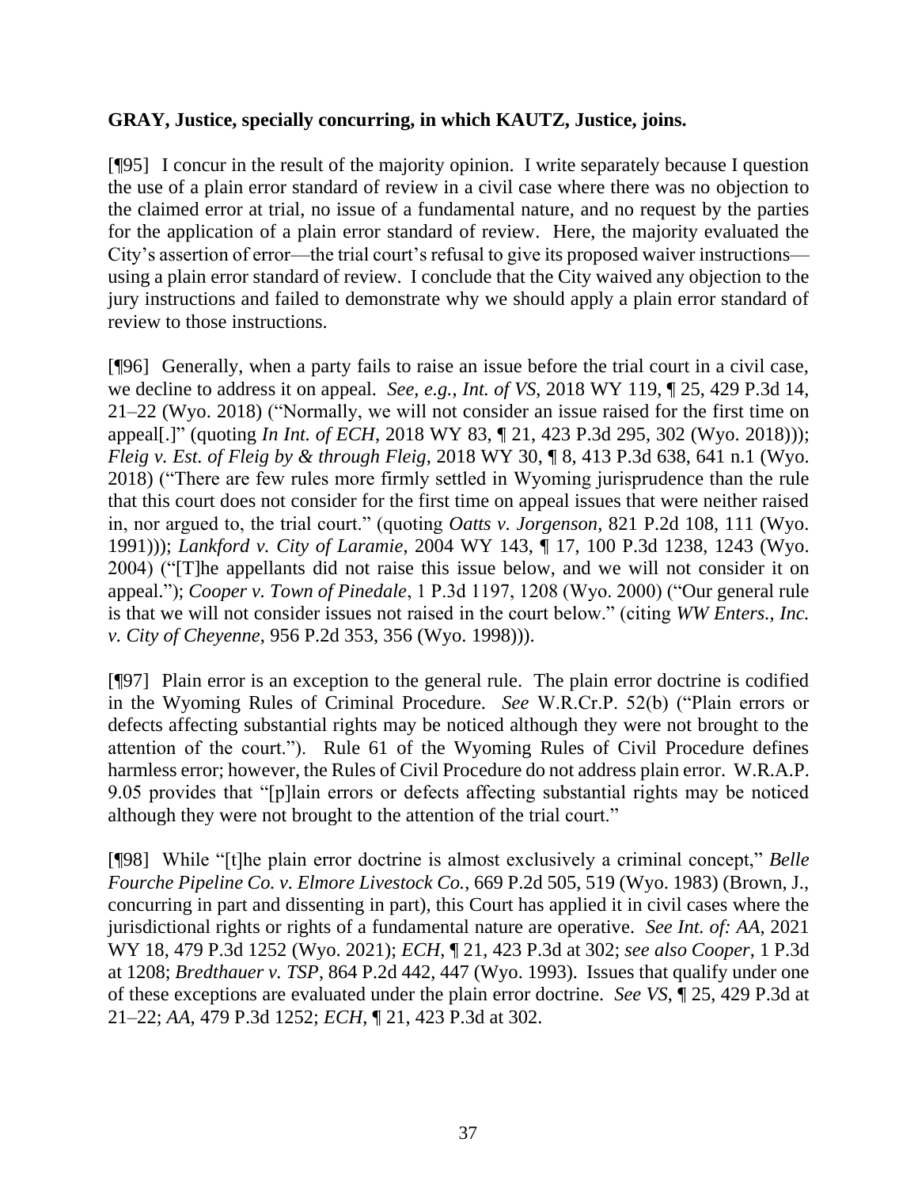**GRAY, Justice, specially concurring, in which KAUTZ, Justice, joins.**

[¶95] I concur in the result of the majority opinion. I write separately because I question the use of a plain error standard of review in a civil case where there was no objection to the claimed error at trial, no issue of a fundamental nature, and no request by the parties for the application of a plain error standard of review. Here, the majority evaluated the City's assertion of error—the trial court's refusal to give its proposed waiver instructions—using a plain error standard of review. I conclude that the City waived any objection to the jury instructions and failed to demonstrate why we should apply a plain error standard of review to those instructions.

[¶96] Generally, when a party fails to raise an issue before the trial court in a civil case, we decline to address it on appeal. *See, e.g.*, *Int. of VS*, 2018 WY 119, ¶ 25, 429 P.3d 14, 21–22 (Wyo. 2018) ("Normally, we will not consider an issue raised for the first time on appeal[.]" (quoting *In Int. of ECH*, 2018 WY 83, ¶ 21, 423 P.3d 295, 302 (Wyo. 2018))); *Fleig v. Est. of Fleig by & through Fleig*, 2018 WY 30, ¶ 8, 413 P.3d 638, 641 n.1 (Wyo. 2018) ("There are few rules more firmly settled in Wyoming jurisprudence than the rule that this court does not consider for the first time on appeal issues that were neither raised in, nor argued to, the trial court." (quoting *Oatts v. Jorgenson*, 821 P.2d 108, 111 (Wyo. 1991))); *Lankford v. City of Laramie*, 2004 WY 143, ¶ 17, 100 P.3d 1238, 1243 (Wyo. 2004) ("[T]he appellants did not raise this issue below, and we will not consider it on appeal."); *Cooper v. Town of Pinedale*, 1 P.3d 1197, 1208 (Wyo. 2000) ("Our general rule is that we will not consider issues not raised in the court below." (citing *WW Enters., Inc. v. City of Cheyenne*, 956 P.2d 353, 356 (Wyo. 1998))).

[¶97] Plain error is an exception to the general rule. The plain error doctrine is codified in the Wyoming Rules of Criminal Procedure. *See* W.R.Cr.P. 52(b) ("Plain errors or defects affecting substantial rights may be noticed although they were not brought to the attention of the court."). Rule 61 of the Wyoming Rules of Civil Procedure defines harmless error; however, the Rules of Civil Procedure do not address plain error. W.R.A.P. 9.05 provides that "[p]lain errors or defects affecting substantial rights may be noticed although they were not brought to the attention of the trial court."

[¶98] While "[t]he plain error doctrine is almost exclusively a criminal concept," *Belle Fourche Pipeline Co. v. Elmore Livestock Co.*, 669 P.2d 505, 519 (Wyo. 1983) (Brown, J., concurring in part and dissenting in part), this Court has applied it in civil cases where the jurisdictional rights or rights of a fundamental nature are operative. *See Int. of: AA*, 2021 WY 18, 479 P.3d 1252 (Wyo. 2021); *ECH*, ¶ 21, 423 P.3d at 302; *see also Cooper*, 1 P.3d at 1208; *Bredthauer v. TSP*, 864 P.2d 442, 447 (Wyo. 1993). Issues that qualify under one of these exceptions are evaluated under the plain error doctrine. *See VS*, ¶ 25, 429 P.3d at 21–22; *AA*, 479 P.3d 1252; *ECH*, ¶ 21, 423 P.3d at 302.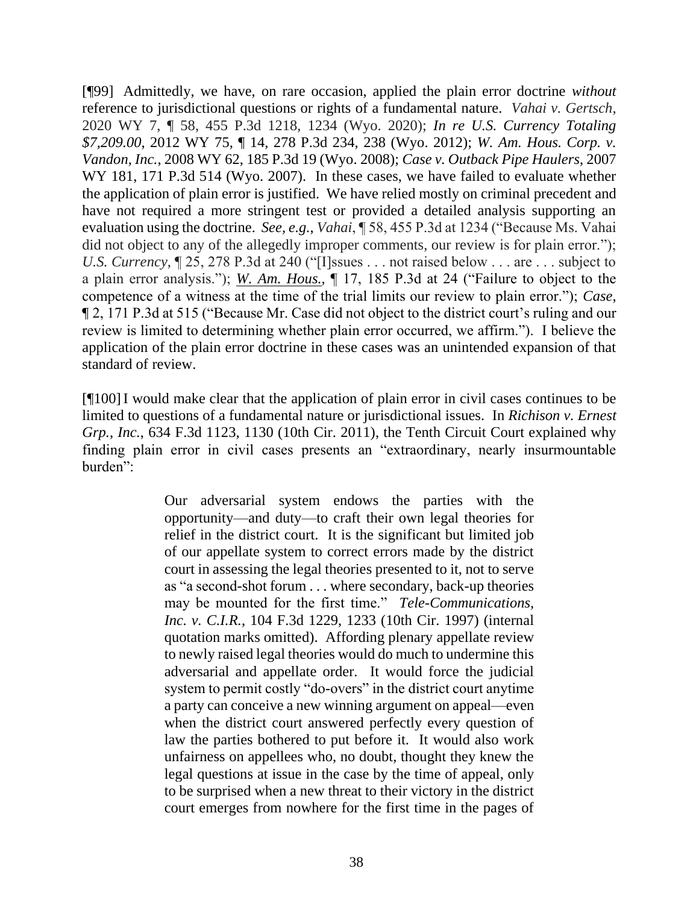[¶99] Admittedly, we have, on rare occasion, applied the plain error doctrine *without* reference to jurisdictional questions or rights of a fundamental nature. *Vahai v. Gertsch*, 2020 WY 7, ¶ 58, 455 P.3d 1218, 1234 (Wyo. 2020); *In re U.S. Currency Totaling $7,209.00*, 2012 WY 75, ¶ 14, 278 P.3d 234, 238 (Wyo. 2012); *W. Am. Hous. Corp. v. Vandon, Inc.*, 2008 WY 62, 185 P.3d 19 (Wyo. 2008); *Case v. Outback Pipe Haulers*, 2007 WY 181, 171 P.3d 514 (Wyo. 2007). In these cases, we have failed to evaluate whether the application of plain error is justified. We have relied mostly on criminal precedent and have not required a more stringent test or provided a detailed analysis supporting an evaluation using the doctrine. *See, e.g.*, *Vahai*, ¶ 58, 455 P.3d at 1234 ("Because Ms. Vahai did not object to any of the allegedly improper comments, our review is for plain error."); *U.S. Currency*, ¶ 25, 278 P.3d at 240 ("[I]ssues . . . not raised below . . . are . . . subject to a plain error analysis."); *W. Am. Hous.*, ¶ 17, 185 P.3d at 24 ("Failure to object to the competence of a witness at the time of the trial limits our review to plain error."); *Case*, ¶ 2, 171 P.3d at 515 ("Because Mr. Case did not object to the district court's ruling and our review is limited to determining whether plain error occurred, we affirm."). I believe the application of the plain error doctrine in these cases was an unintended expansion of that standard of review.

[¶100] I would make clear that the application of plain error in civil cases continues to be limited to questions of a fundamental nature or jurisdictional issues. In *Richison v. Ernest Grp., Inc.*, 634 F.3d 1123, 1130 (10th Cir. 2011), the Tenth Circuit Court explained why finding plain error in civil cases presents an "extraordinary, nearly insurmountable burden":

> Our adversarial system endows the parties with the opportunity—and duty—to craft their own legal theories for relief in the district court. It is the significant but limited job of our appellate system to correct errors made by the district court in assessing the legal theories presented to it, not to serve as "a second-shot forum . . . where secondary, back-up theories may be mounted for the first time." *Tele-Communications, Inc. v. C.I.R.*, 104 F.3d 1229, 1233 (10th Cir. 1997) (internal quotation marks omitted). Affording plenary appellate review to newly raised legal theories would do much to undermine this adversarial and appellate order. It would force the judicial system to permit costly "do-overs" in the district court anytime a party can conceive a new winning argument on appeal—even when the district court answered perfectly every question of law the parties bothered to put before it. It would also work unfairness on appellees who, no doubt, thought they knew the legal questions at issue in the case by the time of appeal, only to be surprised when a new threat to their victory in the district court emerges from nowhere for the first time in the pages of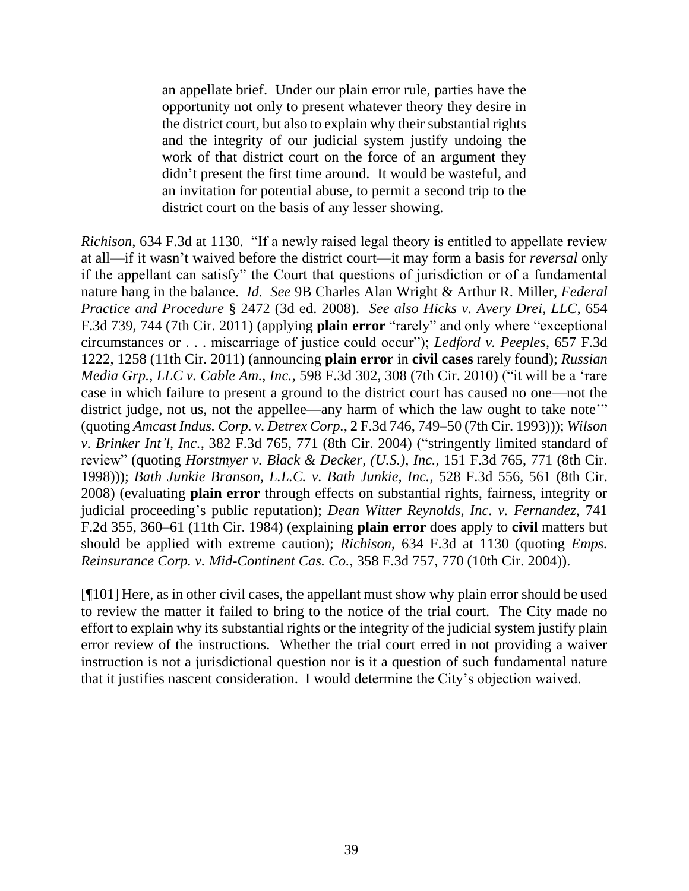> an appellate brief. Under our plain error rule, parties have the opportunity not only to present whatever theory they desire in the district court, but also to explain why their substantial rights and the integrity of our judicial system justify undoing the work of that district court on the force of an argument they didn't present the first time around. It would be wasteful, and an invitation for potential abuse, to permit a second trip to the district court on the basis of any lesser showing.

*Richison*, 634 F.3d at 1130. "If a newly raised legal theory is entitled to appellate review at all—if it wasn't waived before the district court—it may form a basis for *reversal* only if the appellant can satisfy" the Court that questions of jurisdiction or of a fundamental nature hang in the balance. *Id. See* 9B Charles Alan Wright & Arthur R. Miller, *Federal Practice and Procedure* § 2472 (3d ed. 2008). *See also Hicks v. Avery Drei, LLC*, 654 F.3d 739, 744 (7th Cir. 2011) (applying **plain error** "rarely" and only where "exceptional circumstances or . . . miscarriage of justice could occur"); *Ledford v. Peeples*, 657 F.3d 1222, 1258 (11th Cir. 2011) (announcing **plain error** in **civil cases** rarely found); *Russian Media Grp., LLC v. Cable Am., Inc.*, 598 F.3d 302, 308 (7th Cir. 2010) ("it will be a 'rare case in which failure to present a ground to the district court has caused no one—not the district judge, not us, not the appellee—any harm of which the law ought to take note'" (quoting *Amcast Indus. Corp. v. Detrex Corp.*, 2 F.3d 746, 749–50 (7th Cir. 1993))); *Wilson v. Brinker Int'l, Inc.*, 382 F.3d 765, 771 (8th Cir. 2004) ("stringently limited standard of review" (quoting *Horstmyer v. Black & Decker, (U.S.), Inc.*, 151 F.3d 765, 771 (8th Cir. 1998))); *Bath Junkie Branson, L.L.C. v. Bath Junkie, Inc.*, 528 F.3d 556, 561 (8th Cir. 2008) (evaluating **plain error** through effects on substantial rights, fairness, integrity or judicial proceeding's public reputation); *Dean Witter Reynolds, Inc. v. Fernandez*, 741 F.2d 355, 360–61 (11th Cir. 1984) (explaining **plain error** does apply to **civil** matters but should be applied with extreme caution); *Richison*, 634 F.3d at 1130 (quoting *Emps. Reinsurance Corp. v. Mid-Continent Cas. Co.*, 358 F.3d 757, 770 (10th Cir. 2004)).

[¶101] Here, as in other civil cases, the appellant must show why plain error should be used to review the matter it failed to bring to the notice of the trial court. The City made no effort to explain why its substantial rights or the integrity of the judicial system justify plain error review of the instructions. Whether the trial court erred in not providing a waiver instruction is not a jurisdictional question nor is it a question of such fundamental nature that it justifies nascent consideration. I would determine the City's objection waived.